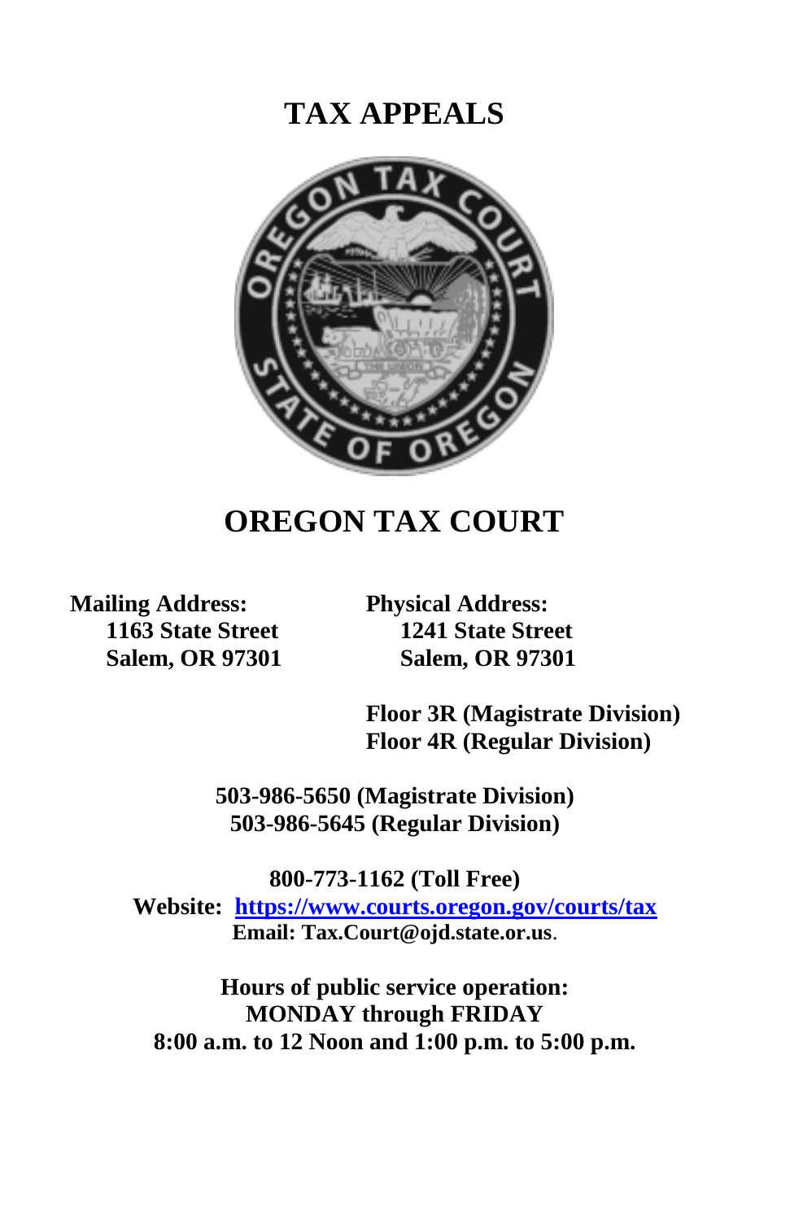# TAX APPEALS

# OREGON TAX COURT

**Mailing Address:**
**1163 State Street**
**Salem, OR 97301**

**Physical Address:**
**1241 State Street**
**Salem, OR 97301**

**Floor 3R (Magistrate Division)**
**Floor 4R (Regular Division)**

**503-986-5650 (Magistrate Division)**
**503-986-5645 (Regular Division)**

**800-773-1162 (Toll Free)**
**Website: [https://www.courts.oregon.gov/courts/tax](https://www.courts.oregon.gov/courts/tax)**
**Email: Tax.Court@ojd.state.or.us**.

**Hours of public service operation:**
**MONDAY through FRIDAY**
**8:00 a.m. to 12 Noon and 1:00 p.m. to 5:00 p.m.**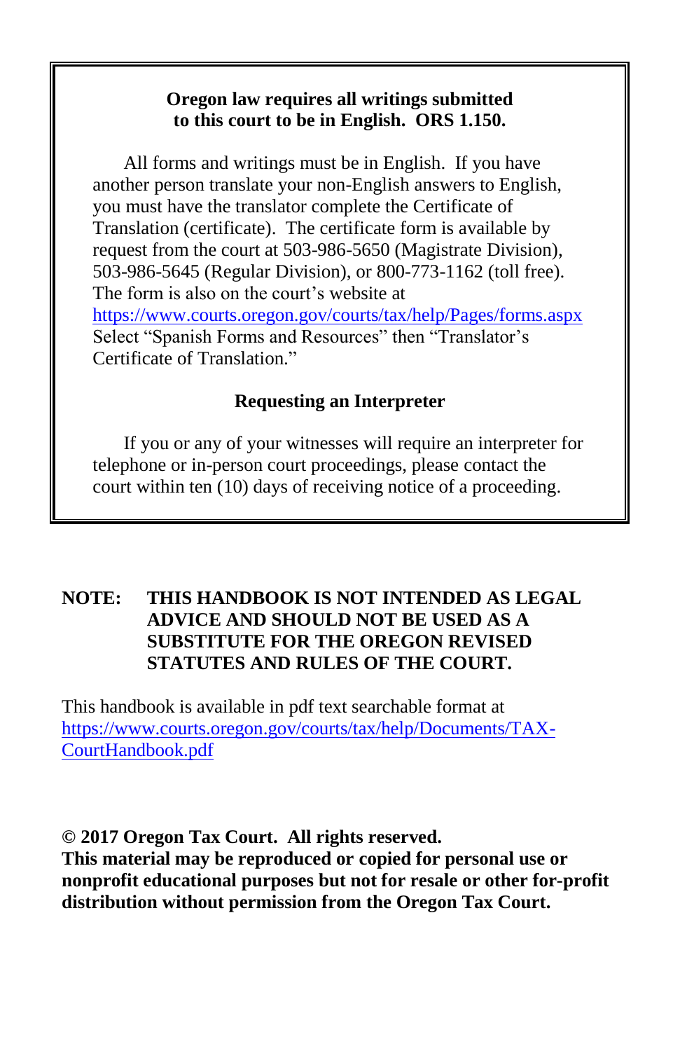**Oregon law requires all writings submitted to this court to be in English. ORS 1.150.**

All forms and writings must be in English. If you have another person translate your non-English answers to English, you must have the translator complete the Certificate of Translation (certificate). The certificate form is available by request from the court at 503-986-5650 (Magistrate Division), 503-986-5645 (Regular Division), or 800-773-1162 (toll free). The form is also on the court's website at https://www.courts.oregon.gov/courts/tax/help/Pages/forms.aspx Select "Spanish Forms and Resources" then "Translator's Certificate of Translation."

**Requesting an Interpreter**

If you or any of your witnesses will require an interpreter for telephone or in-person court proceedings, please contact the court within ten (10) days of receiving notice of a proceeding.

**NOTE: THIS HANDBOOK IS NOT INTENDED AS LEGAL ADVICE AND SHOULD NOT BE USED AS A SUBSTITUTE FOR THE OREGON REVISED STATUTES AND RULES OF THE COURT.**

This handbook is available in pdf text searchable format at https://www.courts.oregon.gov/courts/tax/help/Documents/TAX-CourtHandbook.pdf

**© 2017 Oregon Tax Court. All rights reserved.**
**This material may be reproduced or copied for personal use or nonprofit educational purposes but not for resale or other for-profit distribution without permission from the Oregon Tax Court.**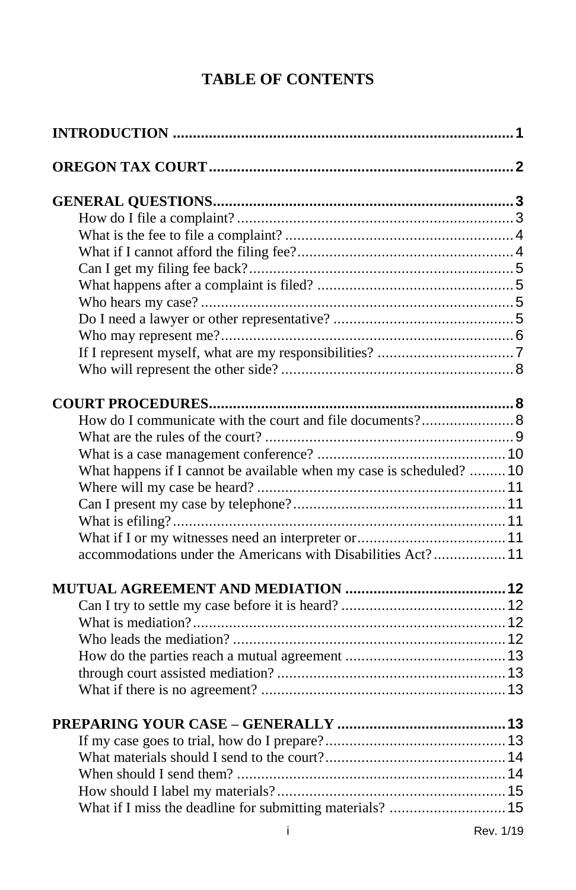# TABLE OF CONTENTS

**INTRODUCTION** .......... **1**

**OREGON TAX COURT** .......... **2**

**GENERAL QUESTIONS** .......... **3**

- How do I file a complaint? .......... 3
- What is the fee to file a complaint? .......... 4
- What if I cannot afford the filing fee? .......... 4
- Can I get my filing fee back? .......... 5
- What happens after a complaint is filed? .......... 5
- Who hears my case? .......... 5
- Do I need a lawyer or other representative? .......... 5
- Who may represent me? .......... 6
- If I represent myself, what are my responsibilities? .......... 7
- Who will represent the other side? .......... 8

**COURT PROCEDURES** .......... **8**

- How do I communicate with the court and file documents? .......... 8
- What are the rules of the court? .......... 9
- What is a case management conference? .......... 10
- What happens if I cannot be available when my case is scheduled? .......... 10
- Where will my case be heard? .......... 11
- Can I present my case by telephone? .......... 11
- What is efiling? .......... 11
- What if I or my witnesses need an interpreter or .......... 11
- accommodations under the Americans with Disabilities Act? .......... 11

**MUTUAL AGREEMENT AND MEDIATION** .......... **12**

- Can I try to settle my case before it is heard? .......... 12
- What is mediation? .......... 12
- Who leads the mediation? .......... 12
- How do the parties reach a mutual agreement .......... 13
- through court assisted mediation? .......... 13
- What if there is no agreement? .......... 13

**PREPARING YOUR CASE – GENERALLY** .......... **13**

- If my case goes to trial, how do I prepare? .......... 13
- What materials should I send to the court? .......... 14
- When should I send them? .......... 14
- How should I label my materials? .......... 15
- What if I miss the deadline for submitting materials? .......... 15

Rev. 1/19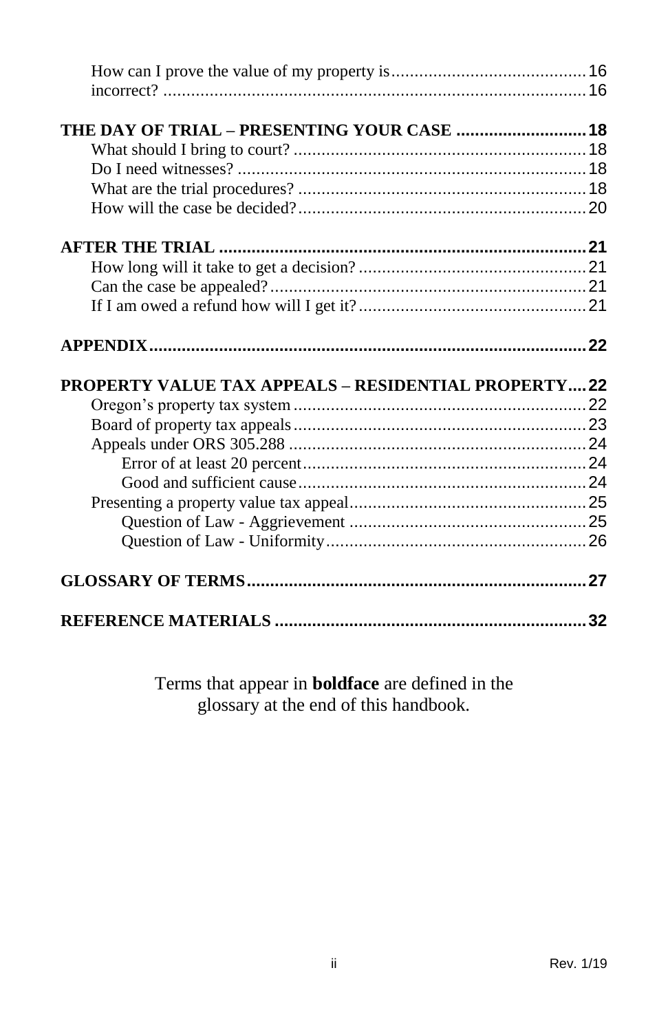How can I prove the value of my property is .......................................... 16
incorrect? .......................................................................................... 16

**THE DAY OF TRIAL – PRESENTING YOUR CASE ............................ 18**
What should I bring to court? ............................................................... 18
Do I need witnesses? .......................................................................... 18
What are the trial procedures? ............................................................. 18
How will the case be decided? ............................................................. 20

**AFTER THE TRIAL ............................................................................ 21**
How long will it take to get a decision? ................................................ 21
Can the case be appealed? ................................................................... 21
If I am owed a refund how will I get it? ................................................ 21

**APPENDIX ......................................................................................... 22**

**PROPERTY VALUE TAX APPEALS – RESIDENTIAL PROPERTY .... 22**
Oregon's property tax system .............................................................. 22
Board of property tax appeals .............................................................. 23
Appeals under ORS 305.288 ............................................................... 24
    Error of at least 20 percent ............................................................ 24
    Good and sufficient cause ............................................................. 24
Presenting a property value tax appeal .................................................. 25
    Question of Law - Aggrievement .................................................. 25
    Question of Law - Uniformity ........................................................ 26

**GLOSSARY OF TERMS ...................................................................... 27**

**REFERENCE MATERIALS ................................................................. 32**

Terms that appear in **boldface** are defined in the glossary at the end of this handbook.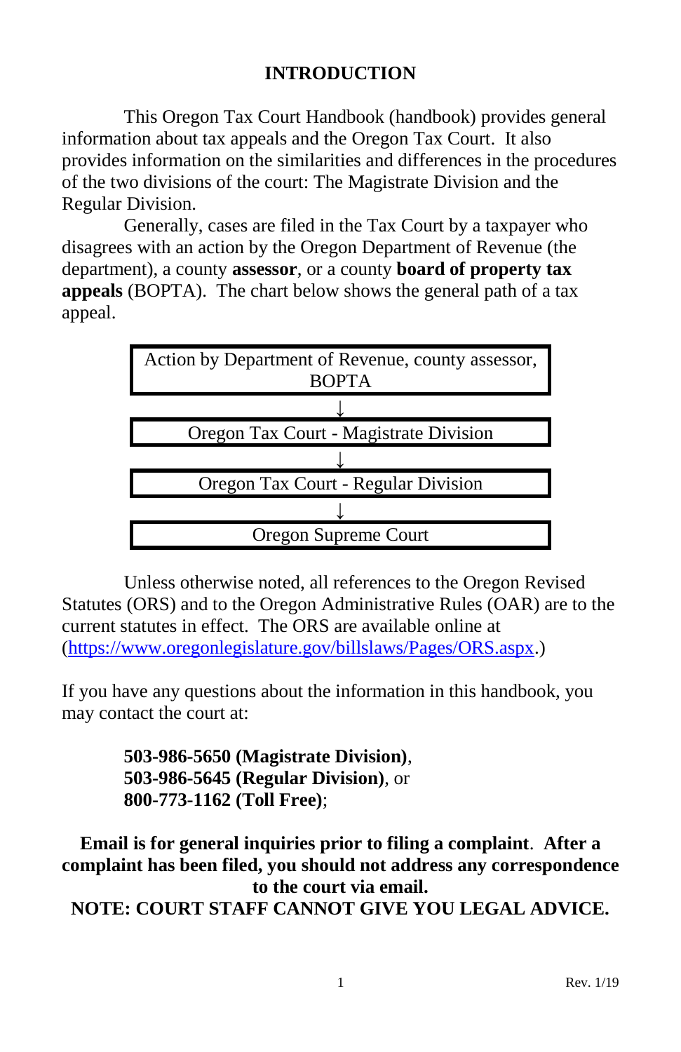# INTRODUCTION

This Oregon Tax Court Handbook (handbook) provides general information about tax appeals and the Oregon Tax Court. It also provides information on the similarities and differences in the procedures of the two divisions of the court: The Magistrate Division and the Regular Division.

Generally, cases are filed in the Tax Court by a taxpayer who disagrees with an action by the Oregon Department of Revenue (the department), a county **assessor**, or a county **board of property tax appeals** (BOPTA). The chart below shows the general path of a tax appeal.

| Action by Department of Revenue, county assessor, BOPTA |
|---|
| ↓ |
| Oregon Tax Court - Magistrate Division |
| ↓ |
| Oregon Tax Court - Regular Division |
| ↓ |
| Oregon Supreme Court |

Unless otherwise noted, all references to the Oregon Revised Statutes (ORS) and to the Oregon Administrative Rules (OAR) are to the current statutes in effect. The ORS are available online at (https://www.oregonlegislature.gov/billslaws/Pages/ORS.aspx.)

If you have any questions about the information in this handbook, you may contact the court at:

**503-986-5650 (Magistrate Division)**,
**503-986-5645 (Regular Division)**, or
**800-773-1162 (Toll Free)**;

**Email is for general inquiries prior to filing a complaint**. **After a complaint has been filed, you should not address any correspondence to the court via email.**

**NOTE: COURT STAFF CANNOT GIVE YOU LEGAL ADVICE.**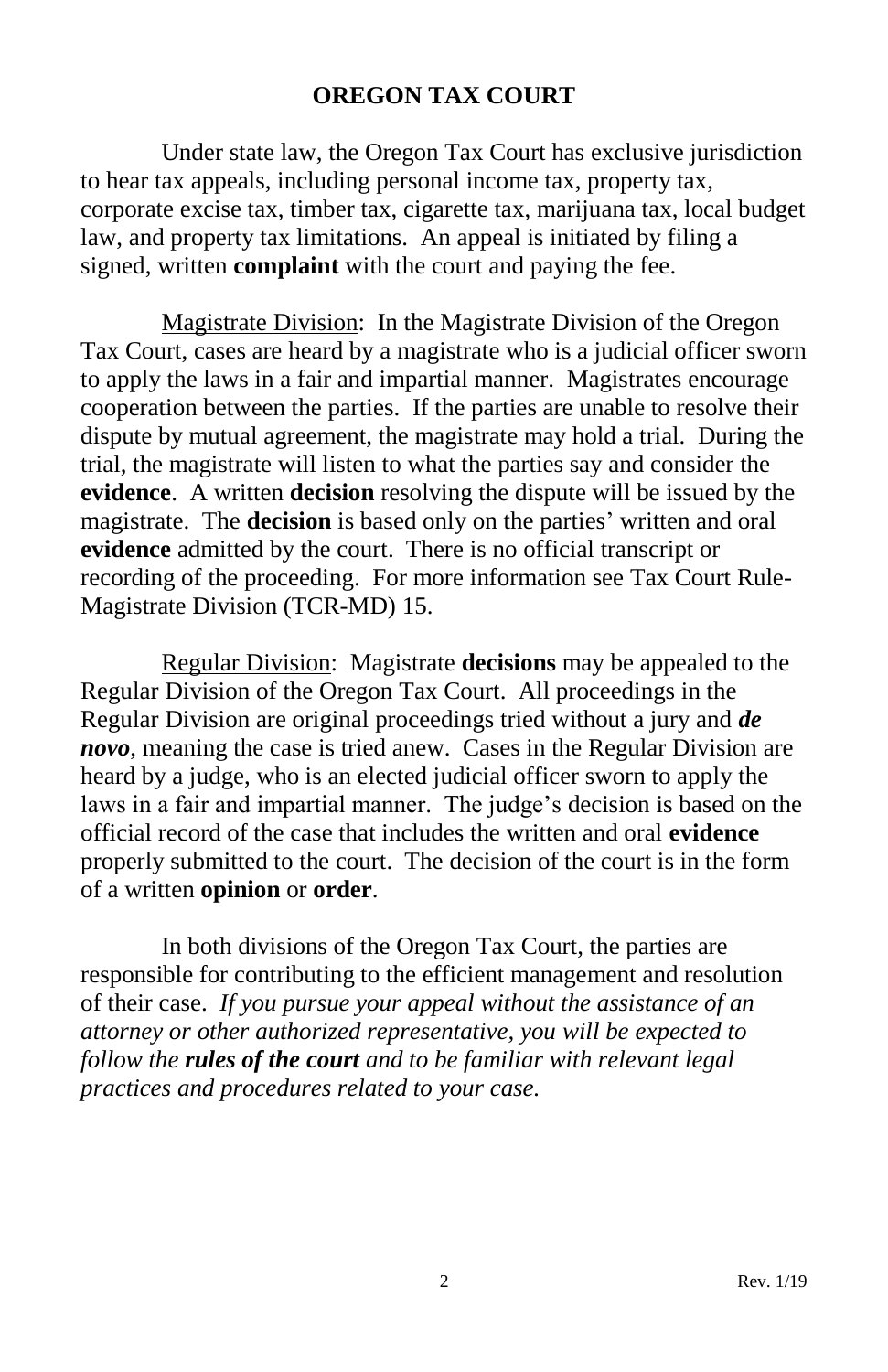# OREGON TAX COURT

Under state law, the Oregon Tax Court has exclusive jurisdiction to hear tax appeals, including personal income tax, property tax, corporate excise tax, timber tax, cigarette tax, marijuana tax, local budget law, and property tax limitations. An appeal is initiated by filing a signed, written **complaint** with the court and paying the fee.

Magistrate Division: In the Magistrate Division of the Oregon Tax Court, cases are heard by a magistrate who is a judicial officer sworn to apply the laws in a fair and impartial manner. Magistrates encourage cooperation between the parties. If the parties are unable to resolve their dispute by mutual agreement, the magistrate may hold a trial. During the trial, the magistrate will listen to what the parties say and consider the **evidence**. A written **decision** resolving the dispute will be issued by the magistrate. The **decision** is based only on the parties' written and oral **evidence** admitted by the court. There is no official transcript or recording of the proceeding. For more information see Tax Court Rule-Magistrate Division (TCR-MD) 15.

Regular Division: Magistrate **decisions** may be appealed to the Regular Division of the Oregon Tax Court. All proceedings in the Regular Division are original proceedings tried without a jury and ***de novo***, meaning the case is tried anew. Cases in the Regular Division are heard by a judge, who is an elected judicial officer sworn to apply the laws in a fair and impartial manner. The judge's decision is based on the official record of the case that includes the written and oral **evidence** properly submitted to the court. The decision of the court is in the form of a written **opinion** or **order**.

In both divisions of the Oregon Tax Court, the parties are responsible for contributing to the efficient management and resolution of their case. *If you pursue your appeal without the assistance of an attorney or other authorized representative, you will be expected to follow the **rules of the court** and to be familiar with relevant legal practices and procedures related to your case.*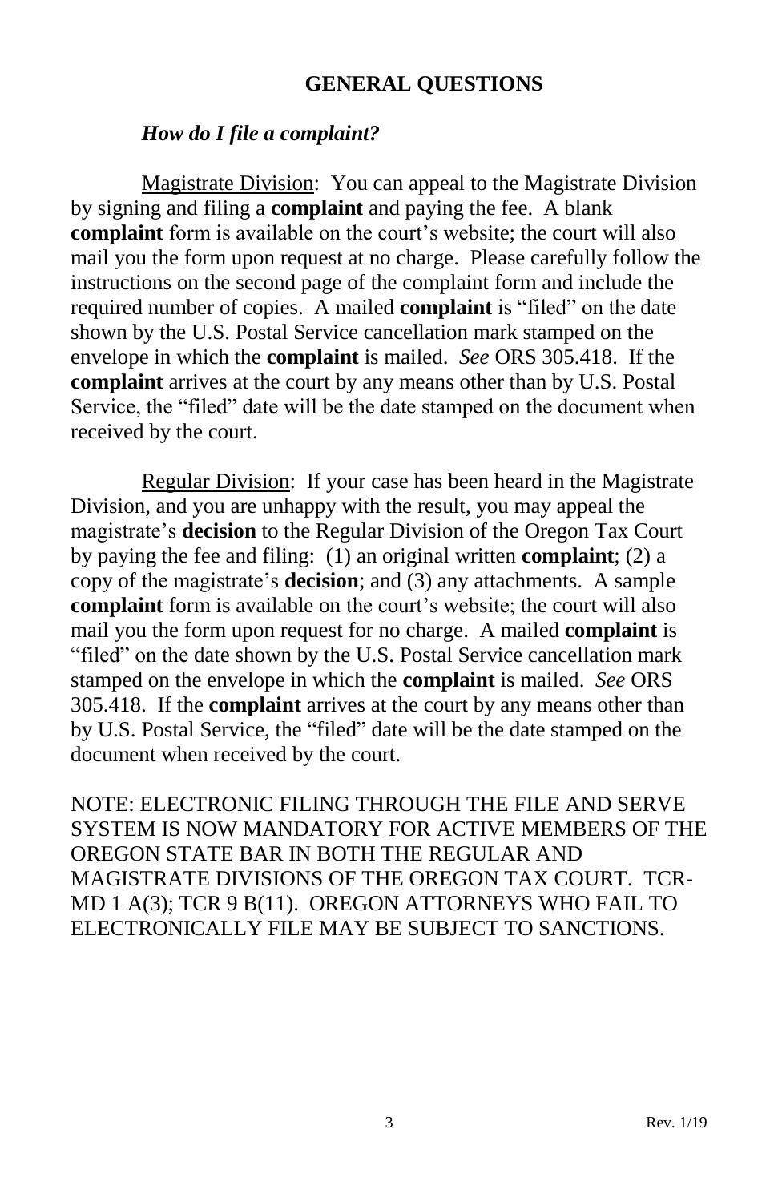## GENERAL QUESTIONS

### *How do I file a complaint?*

Magistrate Division: You can appeal to the Magistrate Division by signing and filing a **complaint** and paying the fee. A blank **complaint** form is available on the court's website; the court will also mail you the form upon request at no charge. Please carefully follow the instructions on the second page of the complaint form and include the required number of copies. A mailed **complaint** is "filed" on the date shown by the U.S. Postal Service cancellation mark stamped on the envelope in which the **complaint** is mailed. *See* ORS 305.418. If the **complaint** arrives at the court by any means other than by U.S. Postal Service, the "filed" date will be the date stamped on the document when received by the court.

Regular Division: If your case has been heard in the Magistrate Division, and you are unhappy with the result, you may appeal the magistrate's **decision** to the Regular Division of the Oregon Tax Court by paying the fee and filing: (1) an original written **complaint**; (2) a copy of the magistrate's **decision**; and (3) any attachments. A sample **complaint** form is available on the court's website; the court will also mail you the form upon request for no charge. A mailed **complaint** is "filed" on the date shown by the U.S. Postal Service cancellation mark stamped on the envelope in which the **complaint** is mailed. *See* ORS 305.418. If the **complaint** arrives at the court by any means other than by U.S. Postal Service, the "filed" date will be the date stamped on the document when received by the court.

NOTE: ELECTRONIC FILING THROUGH THE FILE AND SERVE SYSTEM IS NOW MANDATORY FOR ACTIVE MEMBERS OF THE OREGON STATE BAR IN BOTH THE REGULAR AND MAGISTRATE DIVISIONS OF THE OREGON TAX COURT. TCR-MD 1 A(3); TCR 9 B(11). OREGON ATTORNEYS WHO FAIL TO ELECTRONICALLY FILE MAY BE SUBJECT TO SANCTIONS.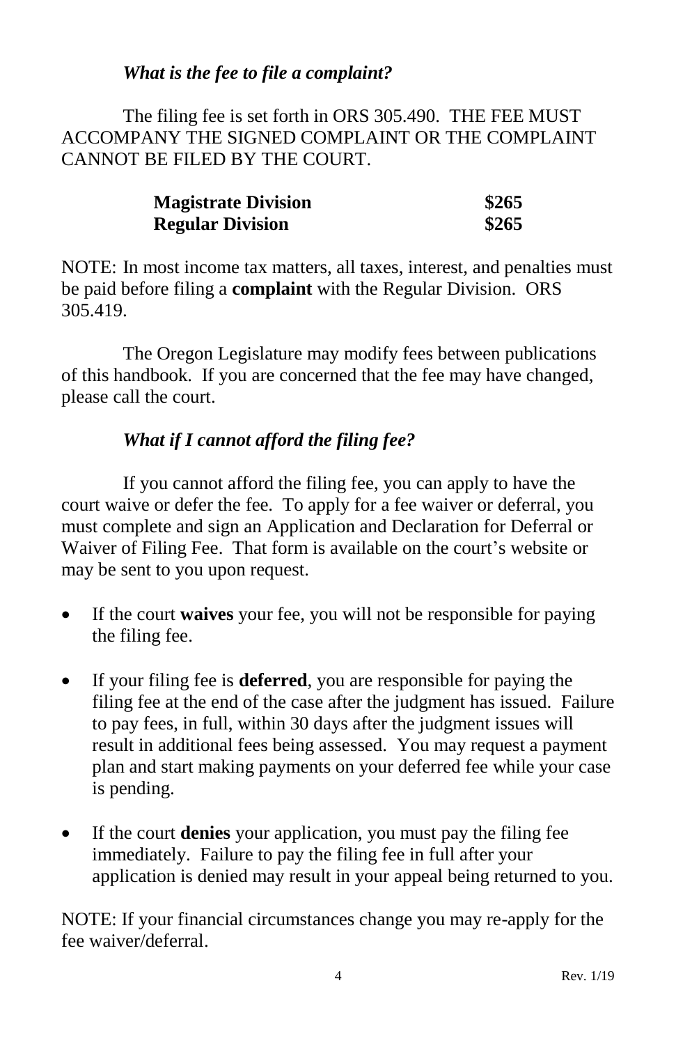### *What is the fee to file a complaint?*

The filing fee is set forth in ORS 305.490. THE FEE MUST ACCOMPANY THE SIGNED COMPLAINT OR THE COMPLAINT CANNOT BE FILED BY THE COURT.

| | |
|---|---|
| **Magistrate Division** | **$265** |
| **Regular Division** | **$265** |

NOTE: In most income tax matters, all taxes, interest, and penalties must be paid before filing a **complaint** with the Regular Division. ORS 305.419.

The Oregon Legislature may modify fees between publications of this handbook. If you are concerned that the fee may have changed, please call the court.

### *What if I cannot afford the filing fee?*

If you cannot afford the filing fee, you can apply to have the court waive or defer the fee. To apply for a fee waiver or deferral, you must complete and sign an Application and Declaration for Deferral or Waiver of Filing Fee. That form is available on the court's website or may be sent to you upon request.

- If the court **waives** your fee, you will not be responsible for paying the filing fee.
- If your filing fee is **deferred**, you are responsible for paying the filing fee at the end of the case after the judgment has issued. Failure to pay fees, in full, within 30 days after the judgment issues will result in additional fees being assessed. You may request a payment plan and start making payments on your deferred fee while your case is pending.
- If the court **denies** your application, you must pay the filing fee immediately. Failure to pay the filing fee in full after your application is denied may result in your appeal being returned to you.

NOTE: If your financial circumstances change you may re-apply for the fee waiver/deferral.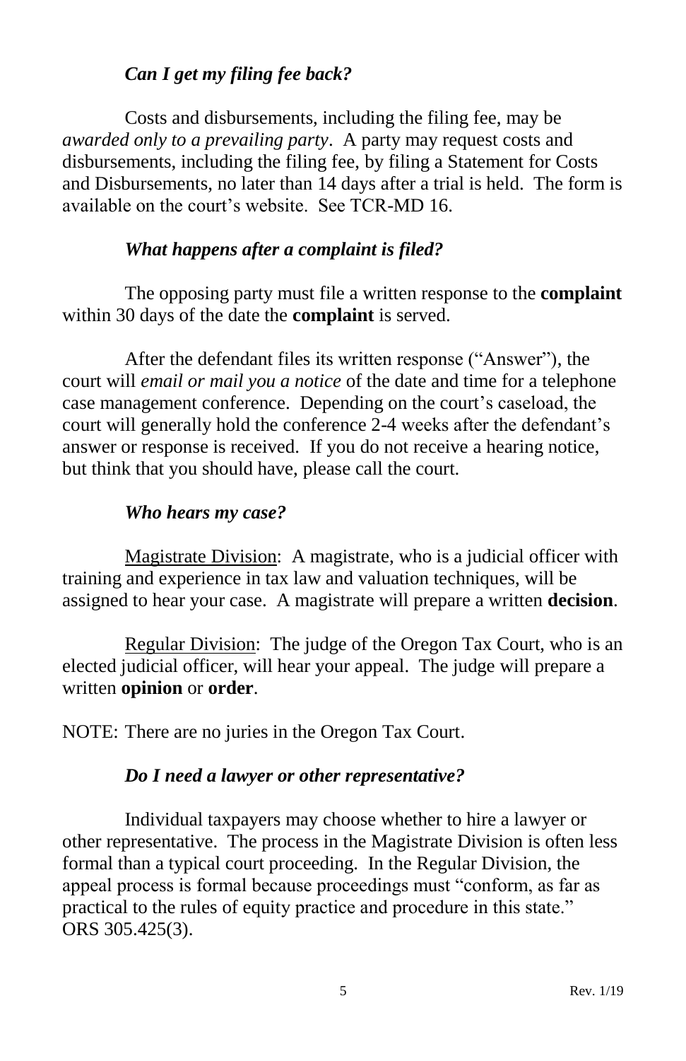### *Can I get my filing fee back?*

Costs and disbursements, including the filing fee, may be *awarded only to a prevailing party*. A party may request costs and disbursements, including the filing fee, by filing a Statement for Costs and Disbursements, no later than 14 days after a trial is held. The form is available on the court's website. See TCR-MD 16.

### *What happens after a complaint is filed?*

The opposing party must file a written response to the **complaint** within 30 days of the date the **complaint** is served.

After the defendant files its written response ("Answer"), the court will *email or mail you a notice* of the date and time for a telephone case management conference. Depending on the court's caseload, the court will generally hold the conference 2-4 weeks after the defendant's answer or response is received. If you do not receive a hearing notice, but think that you should have, please call the court.

### *Who hears my case?*

<u>Magistrate Division</u>: A magistrate, who is a judicial officer with training and experience in tax law and valuation techniques, will be assigned to hear your case. A magistrate will prepare a written **decision**.

<u>Regular Division</u>: The judge of the Oregon Tax Court, who is an elected judicial officer, will hear your appeal. The judge will prepare a written **opinion** or **order**.

NOTE: There are no juries in the Oregon Tax Court.

### *Do I need a lawyer or other representative?*

Individual taxpayers may choose whether to hire a lawyer or other representative. The process in the Magistrate Division is often less formal than a typical court proceeding. In the Regular Division, the appeal process is formal because proceedings must "conform, as far as practical to the rules of equity practice and procedure in this state." ORS 305.425(3).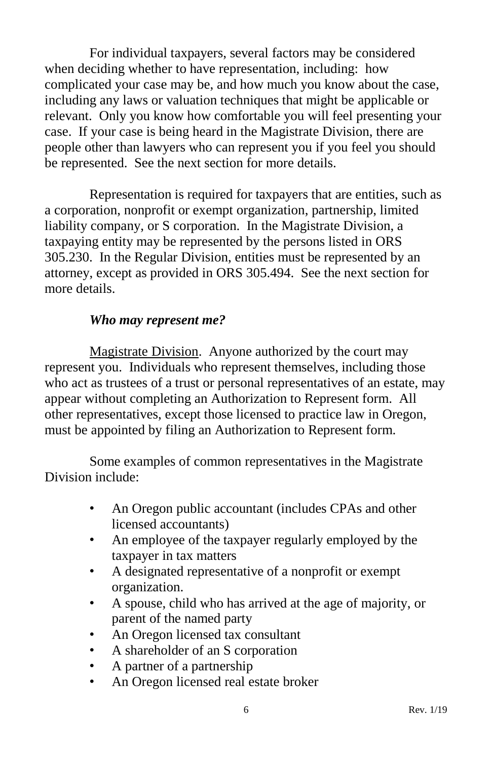For individual taxpayers, several factors may be considered when deciding whether to have representation, including: how complicated your case may be, and how much you know about the case, including any laws or valuation techniques that might be applicable or relevant. Only you know how comfortable you will feel presenting your case. If your case is being heard in the Magistrate Division, there are people other than lawyers who can represent you if you feel you should be represented. See the next section for more details.

Representation is required for taxpayers that are entities, such as a corporation, nonprofit or exempt organization, partnership, limited liability company, or S corporation. In the Magistrate Division, a taxpaying entity may be represented by the persons listed in ORS 305.230. In the Regular Division, entities must be represented by an attorney, except as provided in ORS 305.494. See the next section for more details.

### *Who may represent me?*

Magistrate Division. Anyone authorized by the court may represent you. Individuals who represent themselves, including those who act as trustees of a trust or personal representatives of an estate, may appear without completing an Authorization to Represent form. All other representatives, except those licensed to practice law in Oregon, must be appointed by filing an Authorization to Represent form.

Some examples of common representatives in the Magistrate Division include:

- An Oregon public accountant (includes CPAs and other licensed accountants)
- An employee of the taxpayer regularly employed by the taxpayer in tax matters
- A designated representative of a nonprofit or exempt organization.
- A spouse, child who has arrived at the age of majority, or parent of the named party
- An Oregon licensed tax consultant
- A shareholder of an S corporation
- A partner of a partnership
- An Oregon licensed real estate broker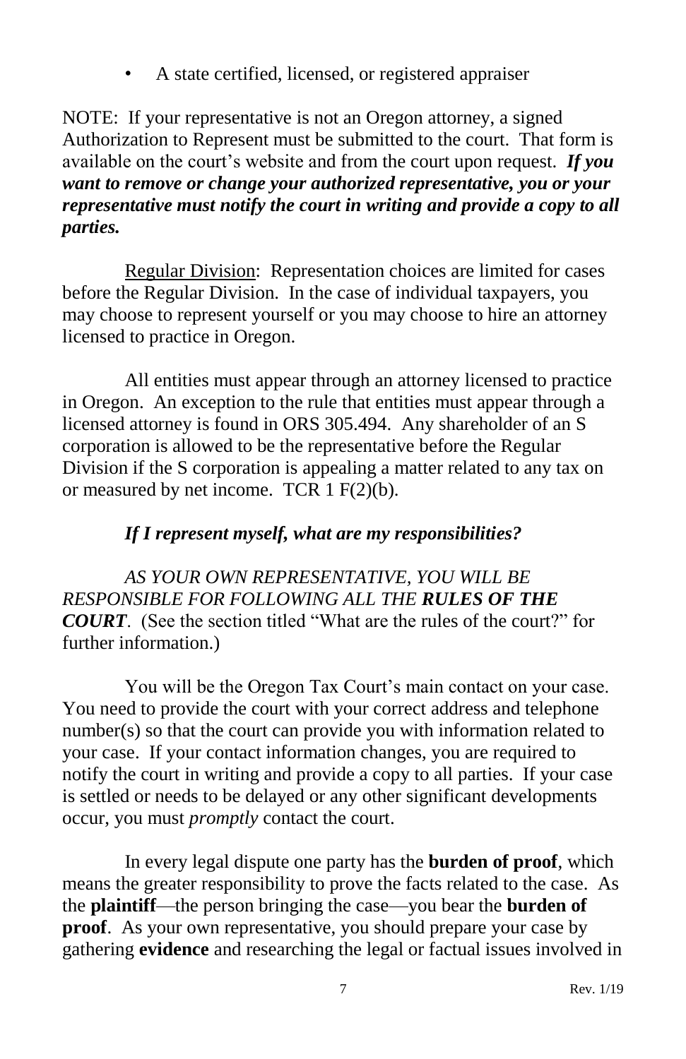- A state certified, licensed, or registered appraiser

NOTE: If your representative is not an Oregon attorney, a signed Authorization to Represent must be submitted to the court. That form is available on the court's website and from the court upon request. ***If you want to remove or change your authorized representative, you or your representative must notify the court in writing and provide a copy to all parties.***

Regular Division: Representation choices are limited for cases before the Regular Division. In the case of individual taxpayers, you may choose to represent yourself or you may choose to hire an attorney licensed to practice in Oregon.

All entities must appear through an attorney licensed to practice in Oregon. An exception to the rule that entities must appear through a licensed attorney is found in ORS 305.494. Any shareholder of an S corporation is allowed to be the representative before the Regular Division if the S corporation is appealing a matter related to any tax on or measured by net income. TCR 1 F(2)(b).

### *If I represent myself, what are my responsibilities?*

*AS YOUR OWN REPRESENTATIVE, YOU WILL BE RESPONSIBLE FOR FOLLOWING ALL THE **RULES OF THE COURT***. (See the section titled "What are the rules of the court?" for further information.)

You will be the Oregon Tax Court's main contact on your case. You need to provide the court with your correct address and telephone number(s) so that the court can provide you with information related to your case. If your contact information changes, you are required to notify the court in writing and provide a copy to all parties. If your case is settled or needs to be delayed or any other significant developments occur, you must *promptly* contact the court.

In every legal dispute one party has the **burden of proof**, which means the greater responsibility to prove the facts related to the case. As the **plaintiff**—the person bringing the case—you bear the **burden of proof**. As your own representative, you should prepare your case by gathering **evidence** and researching the legal or factual issues involved in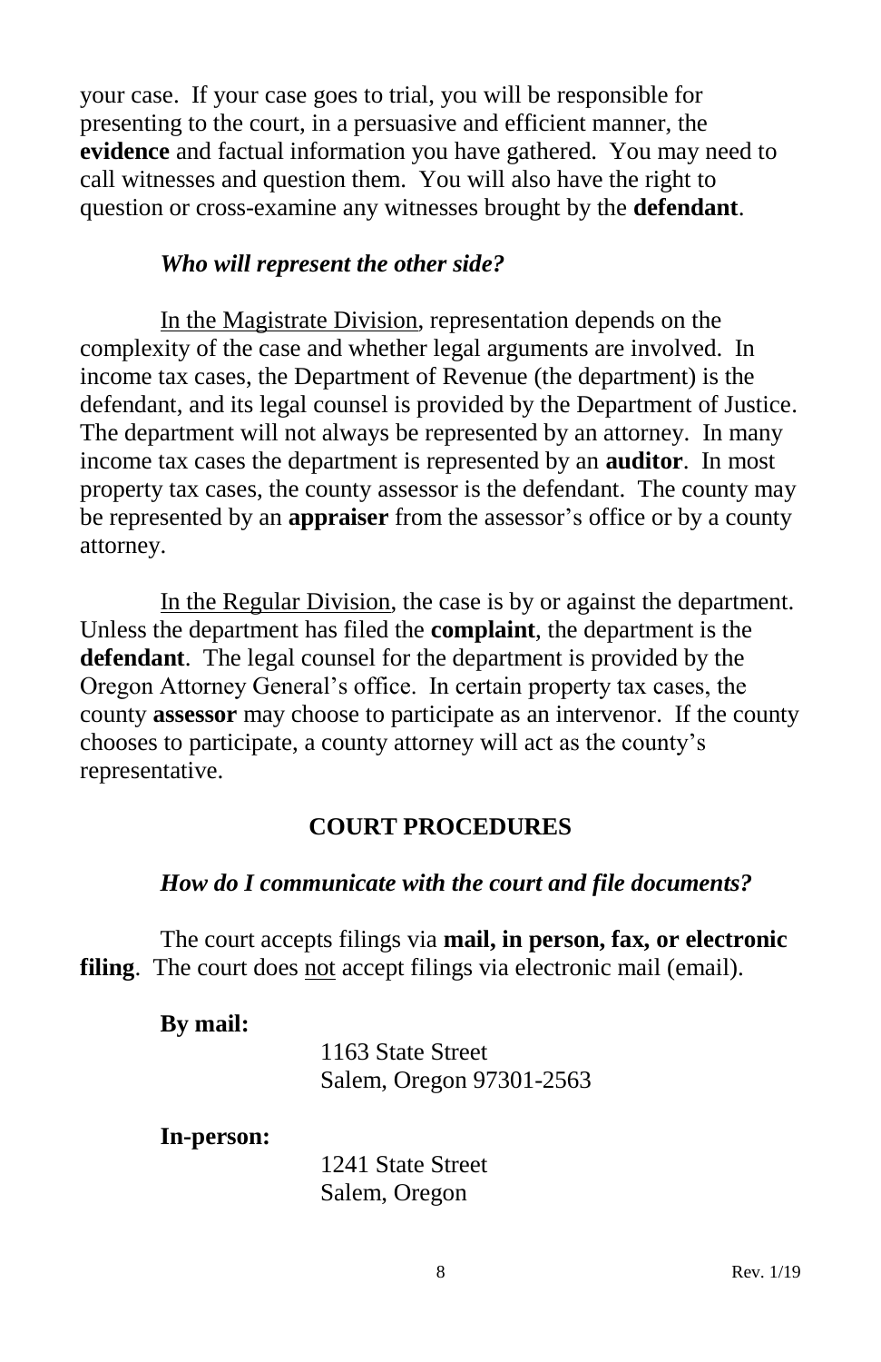your case. If your case goes to trial, you will be responsible for presenting to the court, in a persuasive and efficient manner, the **evidence** and factual information you have gathered. You may need to call witnesses and question them. You will also have the right to question or cross-examine any witnesses brought by the **defendant**.

### *Who will represent the other side?*

<u>In the Magistrate Division</u>, representation depends on the complexity of the case and whether legal arguments are involved. In income tax cases, the Department of Revenue (the department) is the defendant, and its legal counsel is provided by the Department of Justice. The department will not always be represented by an attorney. In many income tax cases the department is represented by an **auditor**. In most property tax cases, the county assessor is the defendant. The county may be represented by an **appraiser** from the assessor's office or by a county attorney.

<u>In the Regular Division</u>, the case is by or against the department. Unless the department has filed the **complaint**, the department is the **defendant**. The legal counsel for the department is provided by the Oregon Attorney General's office. In certain property tax cases, the county **assessor** may choose to participate as an intervenor. If the county chooses to participate, a county attorney will act as the county's representative.

## COURT PROCEDURES

### *How do I communicate with the court and file documents?*

The court accepts filings via **mail, in person, fax, or electronic filing**. The court does <u>not</u> accept filings via electronic mail (email).

**By mail:**

1163 State Street
Salem, Oregon 97301-2563

**In-person:**

1241 State Street
Salem, Oregon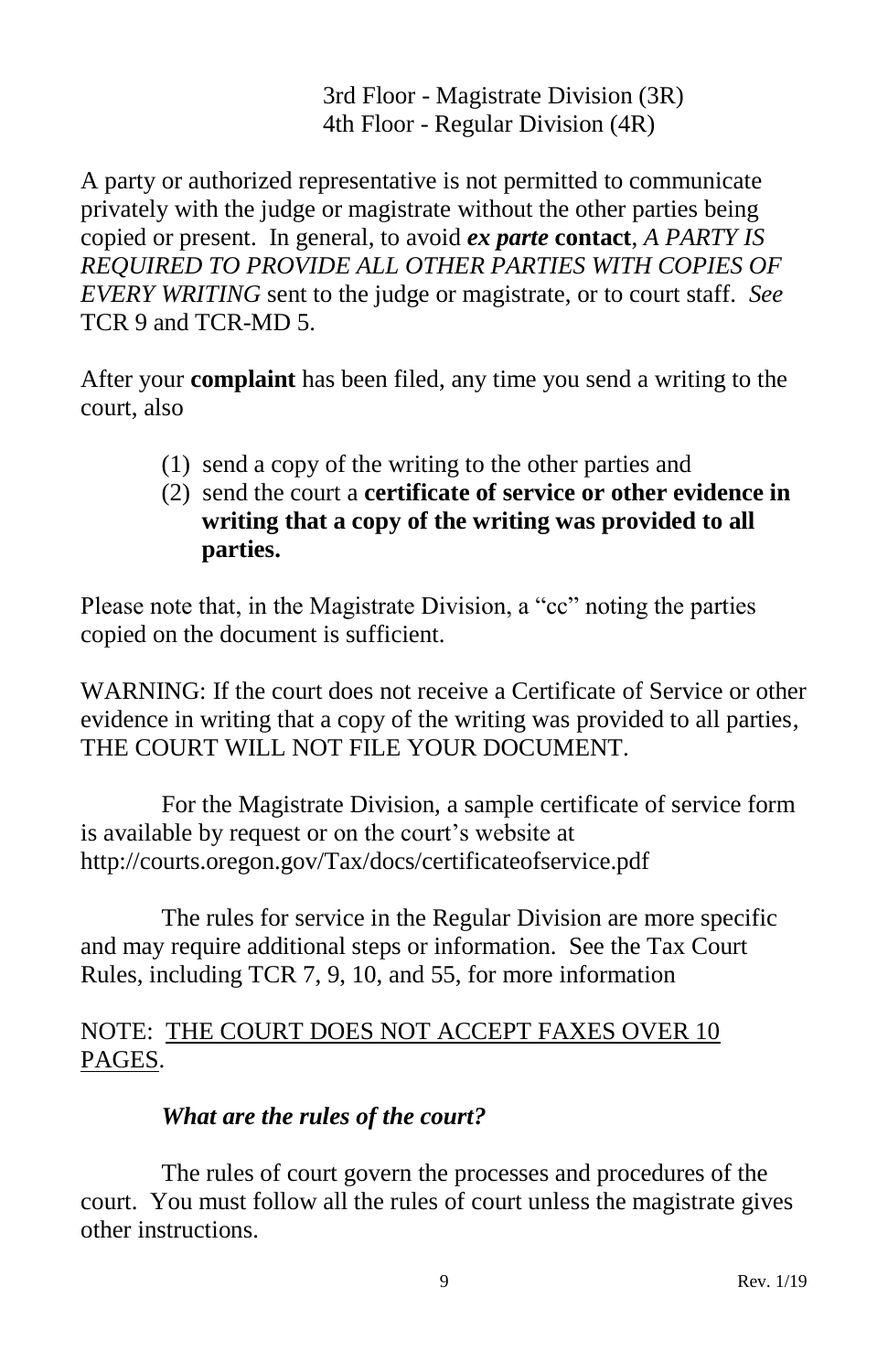3rd Floor - Magistrate Division (3R)
4th Floor - Regular Division (4R)

A party or authorized representative is not permitted to communicate privately with the judge or magistrate without the other parties being copied or present. In general, to avoid ***ex parte*** **contact**, *A PARTY IS REQUIRED TO PROVIDE ALL OTHER PARTIES WITH COPIES OF EVERY WRITING* sent to the judge or magistrate, or to court staff. *See* TCR 9 and TCR-MD 5.

After your **complaint** has been filed, any time you send a writing to the court, also

(1) send a copy of the writing to the other parties and
(2) send the court a **certificate of service or other evidence in writing that a copy of the writing was provided to all parties.**

Please note that, in the Magistrate Division, a "cc" noting the parties copied on the document is sufficient.

WARNING: If the court does not receive a Certificate of Service or other evidence in writing that a copy of the writing was provided to all parties, THE COURT WILL NOT FILE YOUR DOCUMENT.

For the Magistrate Division, a sample certificate of service form is available by request or on the court's website at http://courts.oregon.gov/Tax/docs/certificateofservice.pdf

The rules for service in the Regular Division are more specific and may require additional steps or information. See the Tax Court Rules, including TCR 7, 9, 10, and 55, for more information

NOTE: <u>THE COURT DOES NOT ACCEPT FAXES OVER 10 PAGES</u>.

### *What are the rules of the court?*

The rules of court govern the processes and procedures of the court. You must follow all the rules of court unless the magistrate gives other instructions.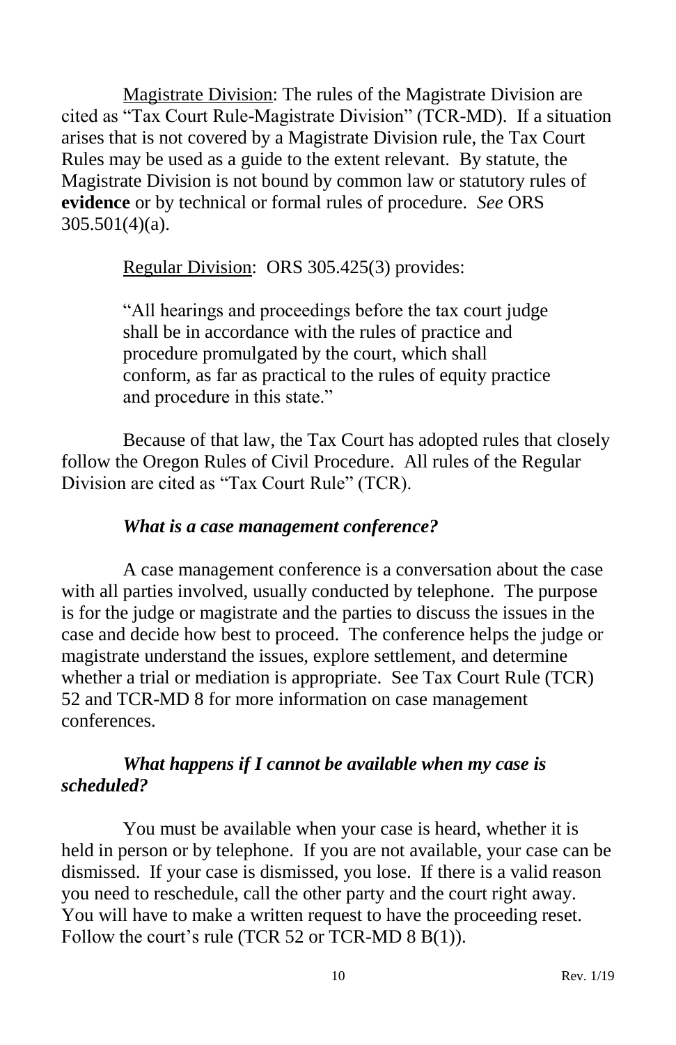<u>Magistrate Division</u>: The rules of the Magistrate Division are cited as "Tax Court Rule-Magistrate Division" (TCR-MD). If a situation arises that is not covered by a Magistrate Division rule, the Tax Court Rules may be used as a guide to the extent relevant. By statute, the Magistrate Division is not bound by common law or statutory rules of **evidence** or by technical or formal rules of procedure. *See* ORS 305.501(4)(a).

<u>Regular Division</u>: ORS 305.425(3) provides:

> "All hearings and proceedings before the tax court judge shall be in accordance with the rules of practice and procedure promulgated by the court, which shall conform, as far as practical to the rules of equity practice and procedure in this state."

Because of that law, the Tax Court has adopted rules that closely follow the Oregon Rules of Civil Procedure. All rules of the Regular Division are cited as "Tax Court Rule" (TCR).

### *What is a case management conference?*

A case management conference is a conversation about the case with all parties involved, usually conducted by telephone. The purpose is for the judge or magistrate and the parties to discuss the issues in the case and decide how best to proceed. The conference helps the judge or magistrate understand the issues, explore settlement, and determine whether a trial or mediation is appropriate. See Tax Court Rule (TCR) 52 and TCR-MD 8 for more information on case management conferences.

### *What happens if I cannot be available when my case is scheduled?*

You must be available when your case is heard, whether it is held in person or by telephone. If you are not available, your case can be dismissed. If your case is dismissed, you lose. If there is a valid reason you need to reschedule, call the other party and the court right away. You will have to make a written request to have the proceeding reset. Follow the court's rule (TCR 52 or TCR-MD 8 B(1)).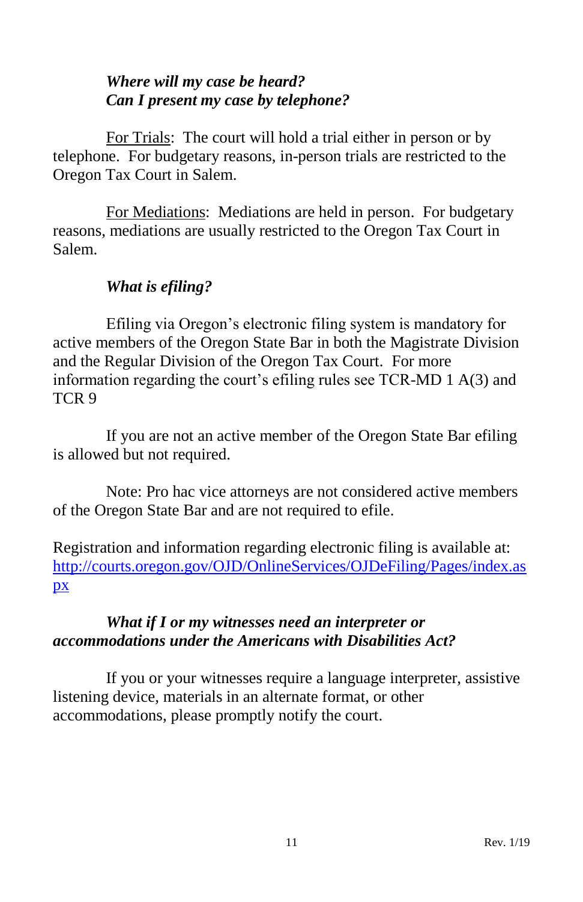***Where will my case be heard?***
***Can I present my case by telephone?***

For Trials: The court will hold a trial either in person or by telephone. For budgetary reasons, in-person trials are restricted to the Oregon Tax Court in Salem.

For Mediations: Mediations are held in person. For budgetary reasons, mediations are usually restricted to the Oregon Tax Court in Salem.

***What is efiling?***

Efiling via Oregon's electronic filing system is mandatory for active members of the Oregon State Bar in both the Magistrate Division and the Regular Division of the Oregon Tax Court. For more information regarding the court's efiling rules see TCR-MD 1 A(3) and TCR 9

If you are not an active member of the Oregon State Bar efiling is allowed but not required.

Note: Pro hac vice attorneys are not considered active members of the Oregon State Bar and are not required to efile.

Registration and information regarding electronic filing is available at: http://courts.oregon.gov/OJD/OnlineServices/OJDeFiling/Pages/index.aspx

***What if I or my witnesses need an interpreter or accommodations under the Americans with Disabilities Act?***

If you or your witnesses require a language interpreter, assistive listening device, materials in an alternate format, or other accommodations, please promptly notify the court.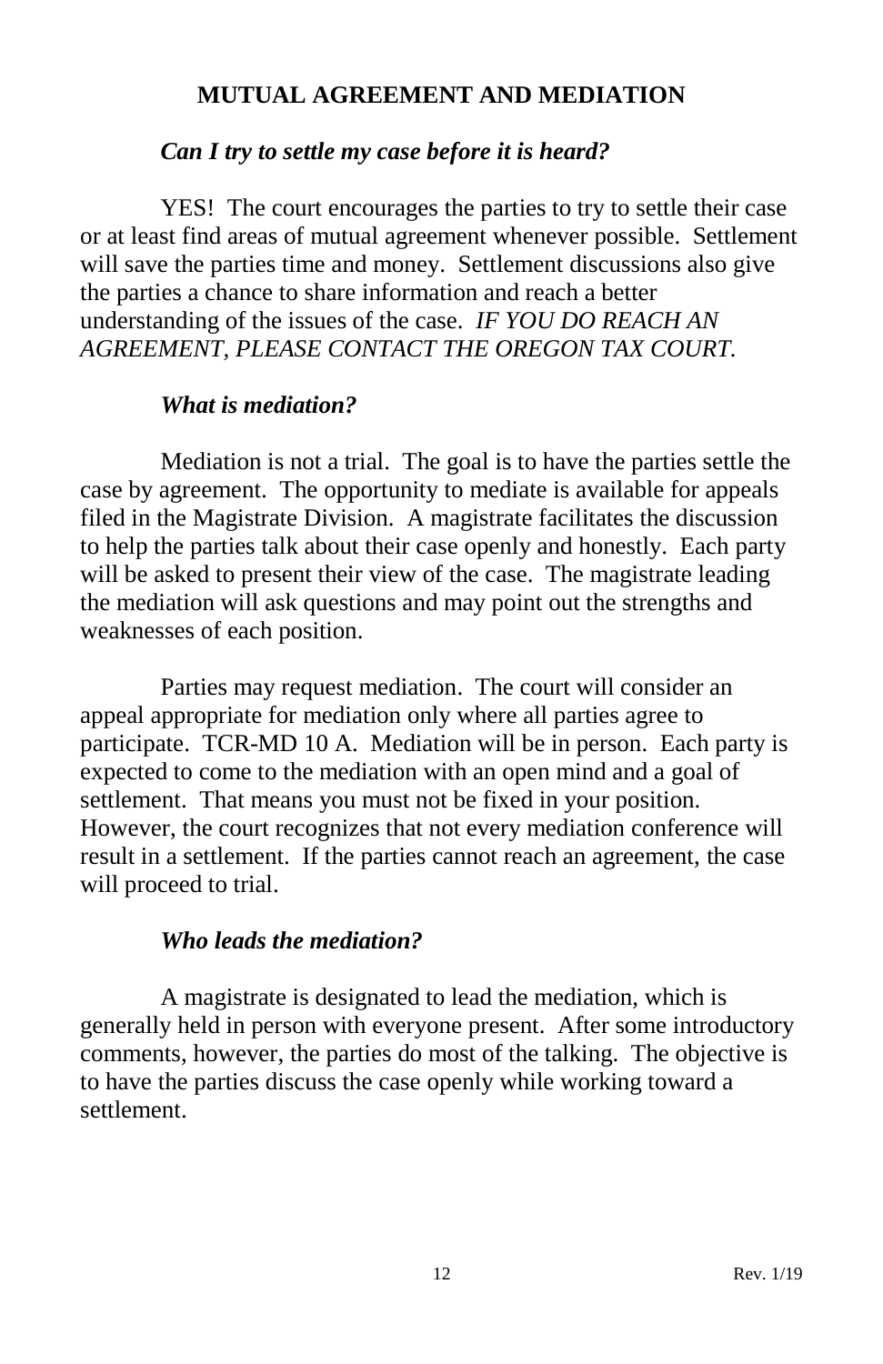## MUTUAL AGREEMENT AND MEDIATION

### *Can I try to settle my case before it is heard?*

YES! The court encourages the parties to try to settle their case or at least find areas of mutual agreement whenever possible. Settlement will save the parties time and money. Settlement discussions also give the parties a chance to share information and reach a better understanding of the issues of the case. *IF YOU DO REACH AN AGREEMENT, PLEASE CONTACT THE OREGON TAX COURT.*

### *What is mediation?*

Mediation is not a trial. The goal is to have the parties settle the case by agreement. The opportunity to mediate is available for appeals filed in the Magistrate Division. A magistrate facilitates the discussion to help the parties talk about their case openly and honestly. Each party will be asked to present their view of the case. The magistrate leading the mediation will ask questions and may point out the strengths and weaknesses of each position.

Parties may request mediation. The court will consider an appeal appropriate for mediation only where all parties agree to participate. TCR-MD 10 A. Mediation will be in person. Each party is expected to come to the mediation with an open mind and a goal of settlement. That means you must not be fixed in your position. However, the court recognizes that not every mediation conference will result in a settlement. If the parties cannot reach an agreement, the case will proceed to trial.

### *Who leads the mediation?*

A magistrate is designated to lead the mediation, which is generally held in person with everyone present. After some introductory comments, however, the parties do most of the talking. The objective is to have the parties discuss the case openly while working toward a settlement.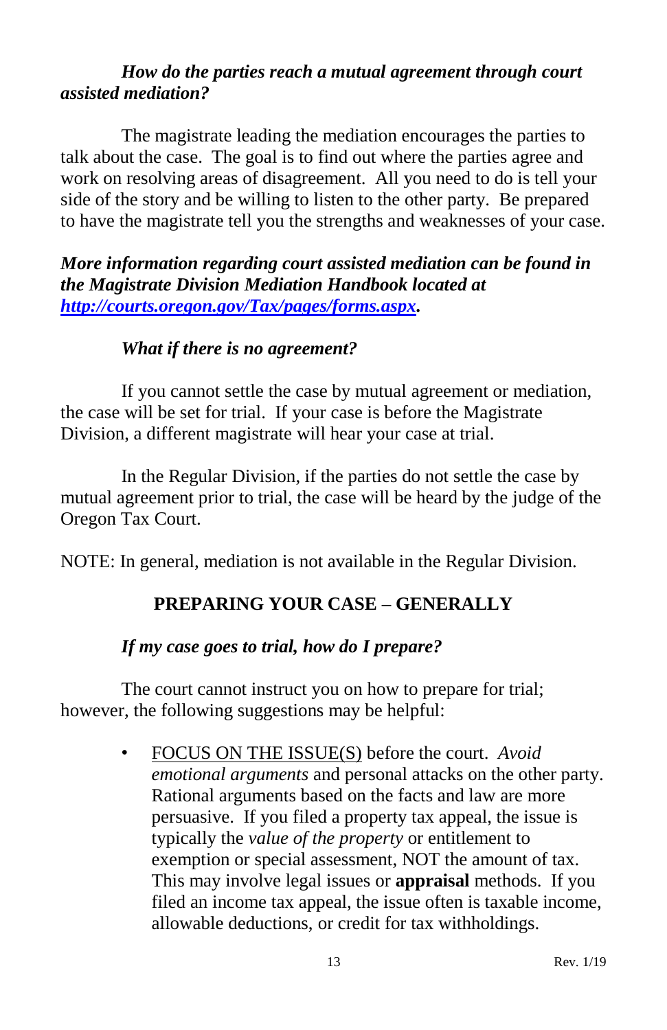***How do the parties reach a mutual agreement through court assisted mediation?***

The magistrate leading the mediation encourages the parties to talk about the case. The goal is to find out where the parties agree and work on resolving areas of disagreement. All you need to do is tell your side of the story and be willing to listen to the other party. Be prepared to have the magistrate tell you the strengths and weaknesses of your case.

***More information regarding court assisted mediation can be found in the Magistrate Division Mediation Handbook located at [http://courts.oregon.gov/Tax/pages/forms.aspx](http://courts.oregon.gov/Tax/pages/forms.aspx).***

***What if there is no agreement?***

If you cannot settle the case by mutual agreement or mediation, the case will be set for trial. If your case is before the Magistrate Division, a different magistrate will hear your case at trial.

In the Regular Division, if the parties do not settle the case by mutual agreement prior to trial, the case will be heard by the judge of the Oregon Tax Court.

NOTE: In general, mediation is not available in the Regular Division.

## PREPARING YOUR CASE – GENERALLY

***If my case goes to trial, how do I prepare?***

The court cannot instruct you on how to prepare for trial; however, the following suggestions may be helpful:

- <u>FOCUS ON THE ISSUE(S)</u> before the court. *Avoid emotional arguments* and personal attacks on the other party. Rational arguments based on the facts and law are more persuasive. If you filed a property tax appeal, the issue is typically the *value of the property* or entitlement to exemption or special assessment, NOT the amount of tax. This may involve legal issues or **appraisal** methods. If you filed an income tax appeal, the issue often is taxable income, allowable deductions, or credit for tax withholdings.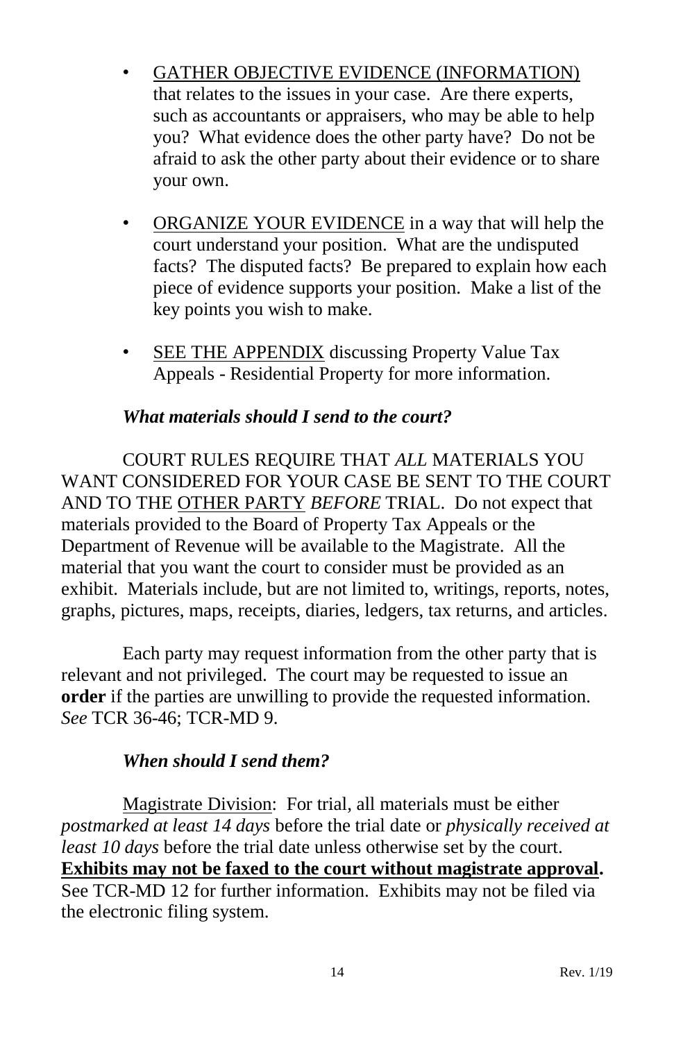- GATHER OBJECTIVE EVIDENCE (INFORMATION) that relates to the issues in your case. Are there experts, such as accountants or appraisers, who may be able to help you? What evidence does the other party have? Do not be afraid to ask the other party about their evidence or to share your own.

- ORGANIZE YOUR EVIDENCE in a way that will help the court understand your position. What are the undisputed facts? The disputed facts? Be prepared to explain how each piece of evidence supports your position. Make a list of the key points you wish to make.

- SEE THE APPENDIX discussing Property Value Tax Appeals - Residential Property for more information.

***What materials should I send to the court?***

COURT RULES REQUIRE THAT *ALL* MATERIALS YOU WANT CONSIDERED FOR YOUR CASE BE SENT TO THE COURT AND TO THE OTHER PARTY *BEFORE* TRIAL. Do not expect that materials provided to the Board of Property Tax Appeals or the Department of Revenue will be available to the Magistrate. All the material that you want the court to consider must be provided as an exhibit. Materials include, but are not limited to, writings, reports, notes, graphs, pictures, maps, receipts, diaries, ledgers, tax returns, and articles.

Each party may request information from the other party that is relevant and not privileged. The court may be requested to issue an **order** if the parties are unwilling to provide the requested information. *See* TCR 36-46; TCR-MD 9.

***When should I send them?***

Magistrate Division: For trial, all materials must be either *postmarked at least 14 days* before the trial date or *physically received at least 10 days* before the trial date unless otherwise set by the court. **Exhibits may not be faxed to the court without magistrate approval.** See TCR-MD 12 for further information. Exhibits may not be filed via the electronic filing system.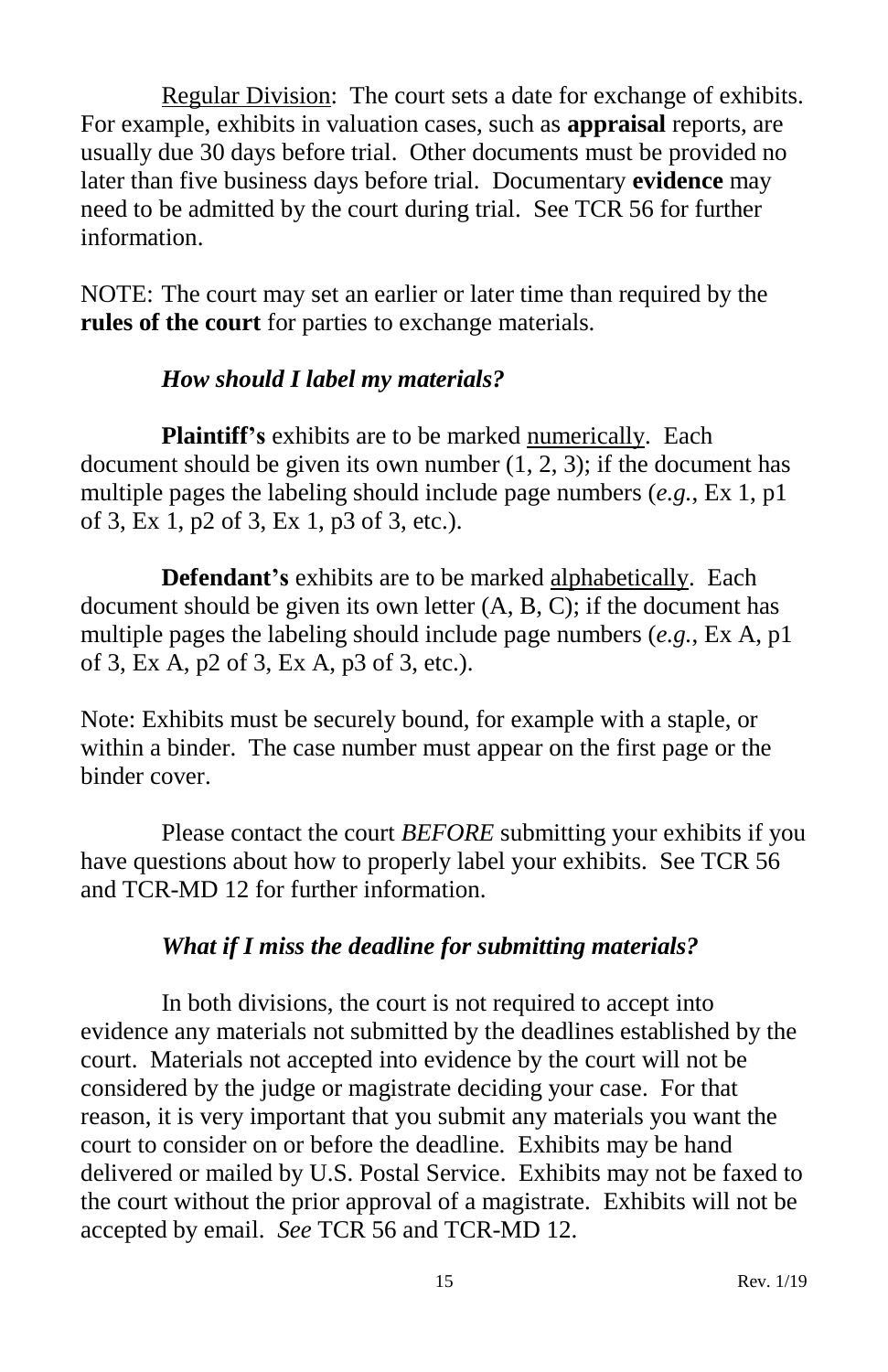Regular Division: The court sets a date for exchange of exhibits. For example, exhibits in valuation cases, such as **appraisal** reports, are usually due 30 days before trial. Other documents must be provided no later than five business days before trial. Documentary **evidence** may need to be admitted by the court during trial. See TCR 56 for further information.

NOTE: The court may set an earlier or later time than required by the **rules of the court** for parties to exchange materials.

### *How should I label my materials?*

**Plaintiff's** exhibits are to be marked numerically. Each document should be given its own number (1, 2, 3); if the document has multiple pages the labeling should include page numbers (*e.g.*, Ex 1, p1 of 3, Ex 1, p2 of 3, Ex 1, p3 of 3, etc.).

**Defendant's** exhibits are to be marked alphabetically. Each document should be given its own letter (A, B, C); if the document has multiple pages the labeling should include page numbers (*e.g.*, Ex A, p1 of 3, Ex A, p2 of 3, Ex A, p3 of 3, etc.).

Note: Exhibits must be securely bound, for example with a staple, or within a binder. The case number must appear on the first page or the binder cover.

Please contact the court *BEFORE* submitting your exhibits if you have questions about how to properly label your exhibits. See TCR 56 and TCR-MD 12 for further information.

### *What if I miss the deadline for submitting materials?*

In both divisions, the court is not required to accept into evidence any materials not submitted by the deadlines established by the court. Materials not accepted into evidence by the court will not be considered by the judge or magistrate deciding your case. For that reason, it is very important that you submit any materials you want the court to consider on or before the deadline. Exhibits may be hand delivered or mailed by U.S. Postal Service. Exhibits may not be faxed to the court without the prior approval of a magistrate. Exhibits will not be accepted by email. *See* TCR 56 and TCR-MD 12.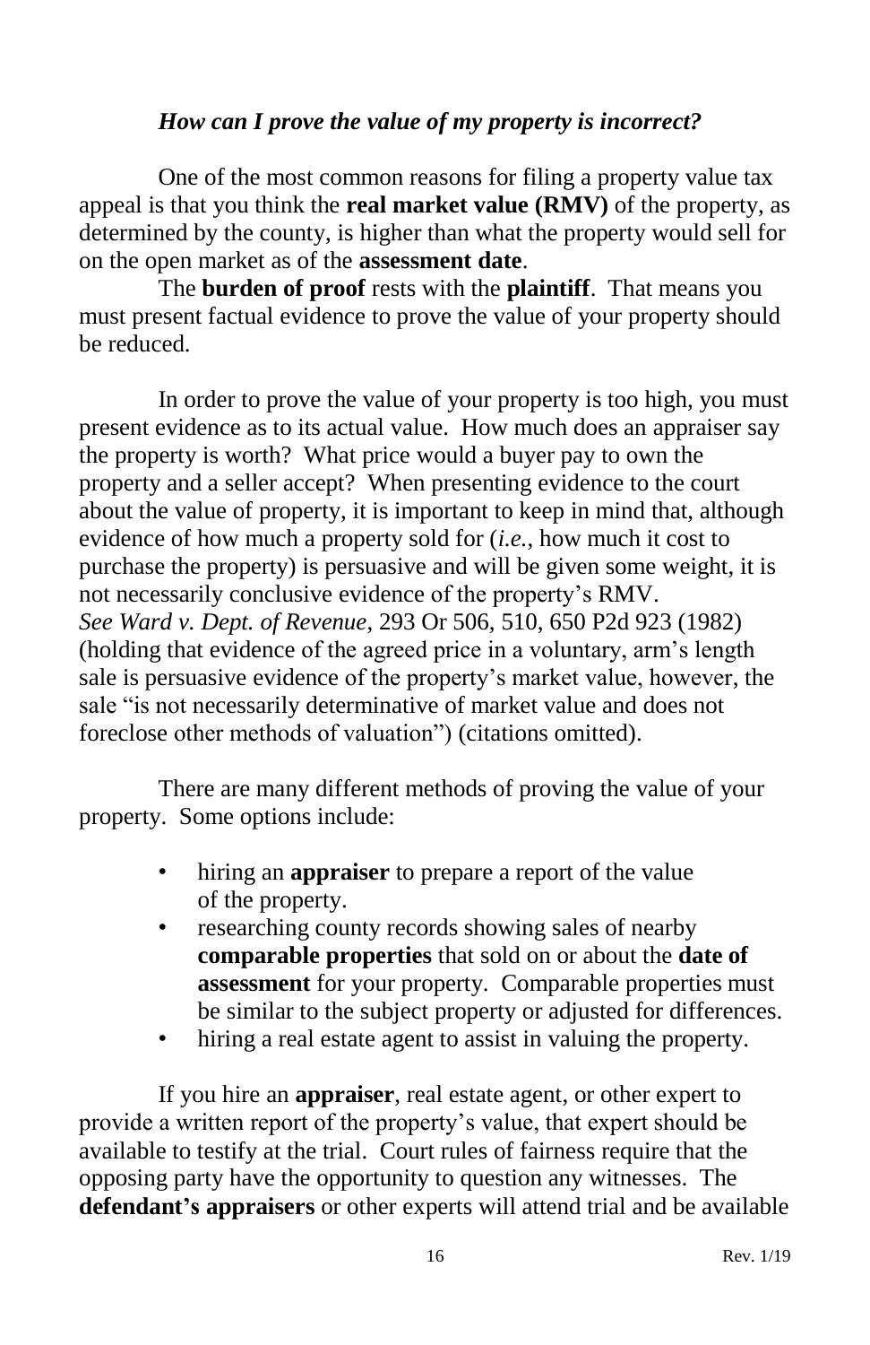### *How can I prove the value of my property is incorrect?*

One of the most common reasons for filing a property value tax appeal is that you think the **real market value (RMV)** of the property, as determined by the county, is higher than what the property would sell for on the open market as of the **assessment date**.

The **burden of proof** rests with the **plaintiff**. That means you must present factual evidence to prove the value of your property should be reduced.

In order to prove the value of your property is too high, you must present evidence as to its actual value. How much does an appraiser say the property is worth? What price would a buyer pay to own the property and a seller accept? When presenting evidence to the court about the value of property, it is important to keep in mind that, although evidence of how much a property sold for (*i.e.*, how much it cost to purchase the property) is persuasive and will be given some weight, it is not necessarily conclusive evidence of the property's RMV. *See Ward v. Dept. of Revenue*, 293 Or 506, 510, 650 P2d 923 (1982) (holding that evidence of the agreed price in a voluntary, arm's length sale is persuasive evidence of the property's market value, however, the sale "is not necessarily determinative of market value and does not foreclose other methods of valuation") (citations omitted).

There are many different methods of proving the value of your property. Some options include:

- hiring an **appraiser** to prepare a report of the value of the property.
- researching county records showing sales of nearby **comparable properties** that sold on or about the **date of assessment** for your property. Comparable properties must be similar to the subject property or adjusted for differences.
- hiring a real estate agent to assist in valuing the property.

If you hire an **appraiser**, real estate agent, or other expert to provide a written report of the property's value, that expert should be available to testify at the trial. Court rules of fairness require that the opposing party have the opportunity to question any witnesses. The **defendant's appraisers** or other experts will attend trial and be available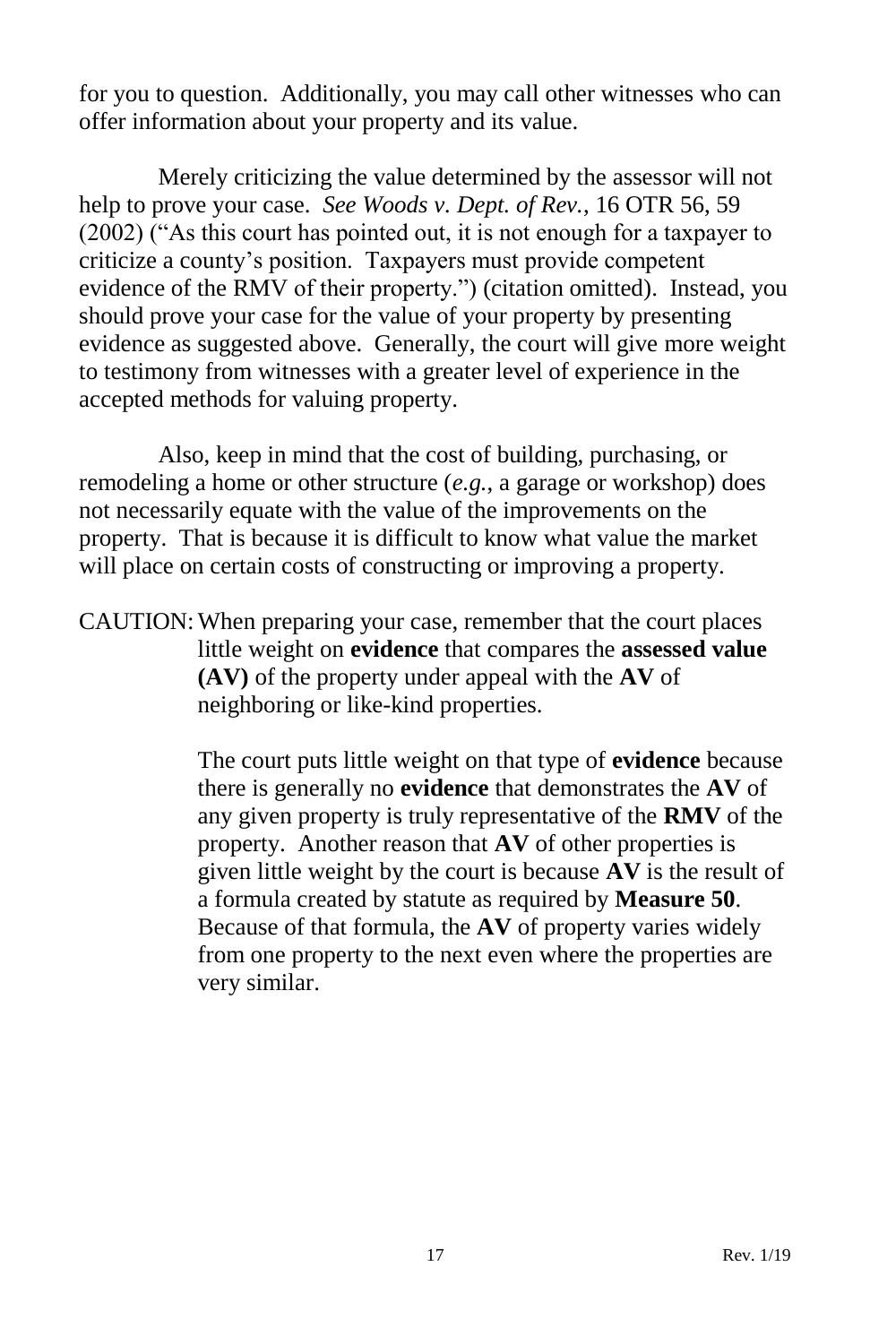for you to question. Additionally, you may call other witnesses who can offer information about your property and its value.

Merely criticizing the value determined by the assessor will not help to prove your case. *See Woods v. Dept. of Rev.*, 16 OTR 56, 59 (2002) ("As this court has pointed out, it is not enough for a taxpayer to criticize a county's position. Taxpayers must provide competent evidence of the RMV of their property.") (citation omitted). Instead, you should prove your case for the value of your property by presenting evidence as suggested above. Generally, the court will give more weight to testimony from witnesses with a greater level of experience in the accepted methods for valuing property.

Also, keep in mind that the cost of building, purchasing, or remodeling a home or other structure (*e.g.*, a garage or workshop) does not necessarily equate with the value of the improvements on the property. That is because it is difficult to know what value the market will place on certain costs of constructing or improving a property.

CAUTION: When preparing your case, remember that the court places little weight on **evidence** that compares the **assessed value (AV)** of the property under appeal with the **AV** of neighboring or like-kind properties.

The court puts little weight on that type of **evidence** because there is generally no **evidence** that demonstrates the **AV** of any given property is truly representative of the **RMV** of the property. Another reason that **AV** of other properties is given little weight by the court is because **AV** is the result of a formula created by statute as required by **Measure 50**. Because of that formula, the **AV** of property varies widely from one property to the next even where the properties are very similar.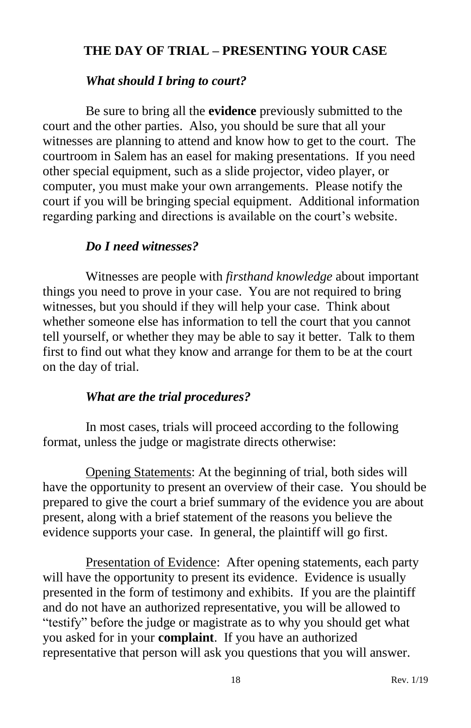## THE DAY OF TRIAL – PRESENTING YOUR CASE

### *What should I bring to court?*

Be sure to bring all the **evidence** previously submitted to the court and the other parties. Also, you should be sure that all your witnesses are planning to attend and know how to get to the court. The courtroom in Salem has an easel for making presentations. If you need other special equipment, such as a slide projector, video player, or computer, you must make your own arrangements. Please notify the court if you will be bringing special equipment. Additional information regarding parking and directions is available on the court's website.

### *Do I need witnesses?*

Witnesses are people with *firsthand knowledge* about important things you need to prove in your case. You are not required to bring witnesses, but you should if they will help your case. Think about whether someone else has information to tell the court that you cannot tell yourself, or whether they may be able to say it better. Talk to them first to find out what they know and arrange for them to be at the court on the day of trial.

### *What are the trial procedures?*

In most cases, trials will proceed according to the following format, unless the judge or magistrate directs otherwise:

<u>Opening Statements</u>: At the beginning of trial, both sides will have the opportunity to present an overview of their case. You should be prepared to give the court a brief summary of the evidence you are about present, along with a brief statement of the reasons you believe the evidence supports your case. In general, the plaintiff will go first.

<u>Presentation of Evidence</u>: After opening statements, each party will have the opportunity to present its evidence. Evidence is usually presented in the form of testimony and exhibits. If you are the plaintiff and do not have an authorized representative, you will be allowed to "testify" before the judge or magistrate as to why you should get what you asked for in your **complaint**. If you have an authorized representative that person will ask you questions that you will answer.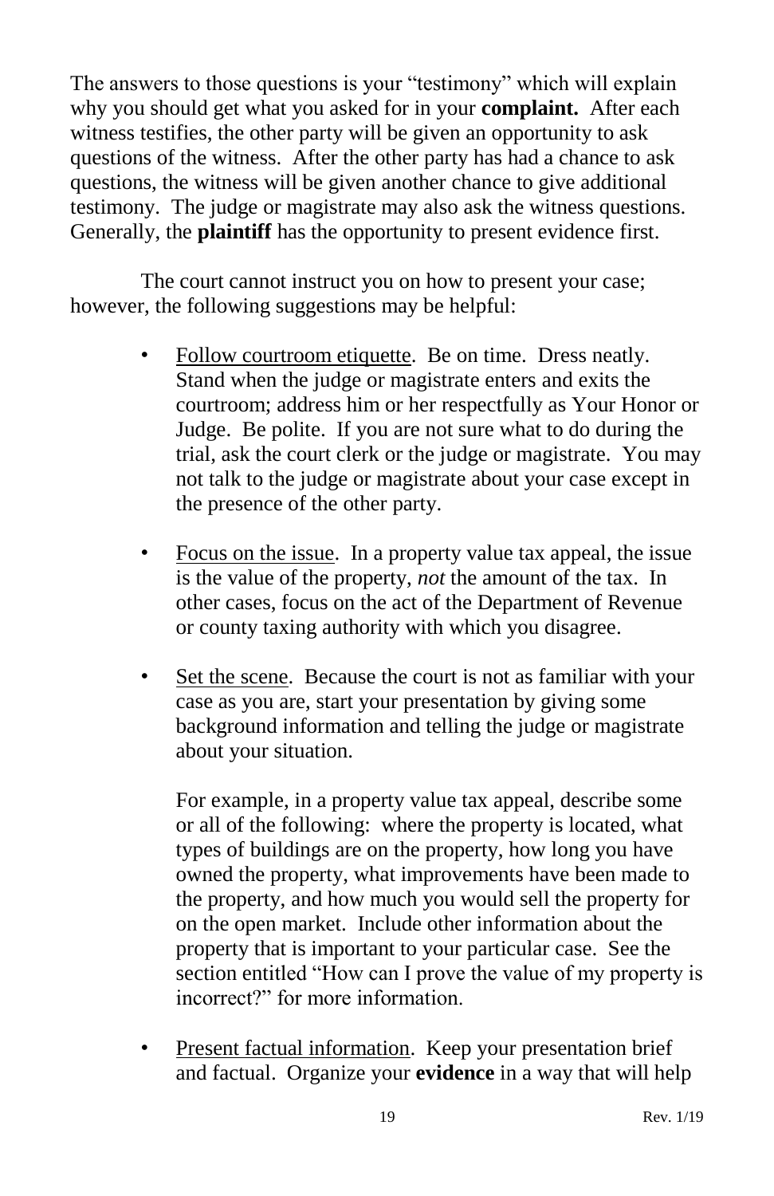The answers to those questions is your "testimony" which will explain why you should get what you asked for in your **complaint.** After each witness testifies, the other party will be given an opportunity to ask questions of the witness. After the other party has had a chance to ask questions, the witness will be given another chance to give additional testimony. The judge or magistrate may also ask the witness questions. Generally, the **plaintiff** has the opportunity to present evidence first.

The court cannot instruct you on how to present your case; however, the following suggestions may be helpful:

- Follow courtroom etiquette. Be on time. Dress neatly. Stand when the judge or magistrate enters and exits the courtroom; address him or her respectfully as Your Honor or Judge. Be polite. If you are not sure what to do during the trial, ask the court clerk or the judge or magistrate. You may not talk to the judge or magistrate about your case except in the presence of the other party.

- Focus on the issue. In a property value tax appeal, the issue is the value of the property, *not* the amount of the tax. In other cases, focus on the act of the Department of Revenue or county taxing authority with which you disagree.

- Set the scene. Because the court is not as familiar with your case as you are, start your presentation by giving some background information and telling the judge or magistrate about your situation.

  For example, in a property value tax appeal, describe some or all of the following: where the property is located, what types of buildings are on the property, how long you have owned the property, what improvements have been made to the property, and how much you would sell the property for on the open market. Include other information about the property that is important to your particular case. See the section entitled "How can I prove the value of my property is incorrect?" for more information.

- Present factual information. Keep your presentation brief and factual. Organize your **evidence** in a way that will help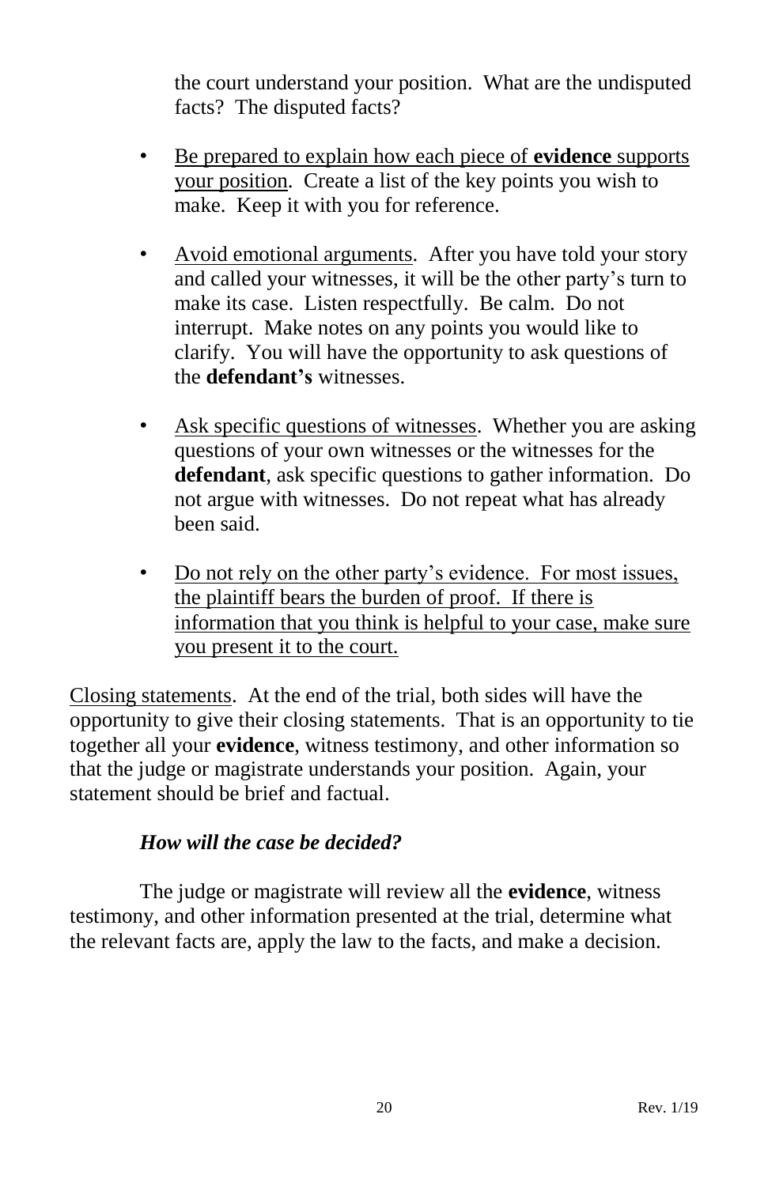the court understand your position. What are the undisputed facts? The disputed facts?

- Be prepared to explain how each piece of **evidence** supports your position. Create a list of the key points you wish to make. Keep it with you for reference.

- Avoid emotional arguments. After you have told your story and called your witnesses, it will be the other party's turn to make its case. Listen respectfully. Be calm. Do not interrupt. Make notes on any points you would like to clarify. You will have the opportunity to ask questions of the **defendant's** witnesses.

- Ask specific questions of witnesses. Whether you are asking questions of your own witnesses or the witnesses for the **defendant**, ask specific questions to gather information. Do not argue with witnesses. Do not repeat what has already been said.

- Do not rely on the other party's evidence. For most issues, the plaintiff bears the burden of proof. If there is information that you think is helpful to your case, make sure you present it to the court.

Closing statements. At the end of the trial, both sides will have the opportunity to give their closing statements. That is an opportunity to tie together all your **evidence**, witness testimony, and other information so that the judge or magistrate understands your position. Again, your statement should be brief and factual.

***How will the case be decided?***

The judge or magistrate will review all the **evidence**, witness testimony, and other information presented at the trial, determine what the relevant facts are, apply the law to the facts, and make a decision.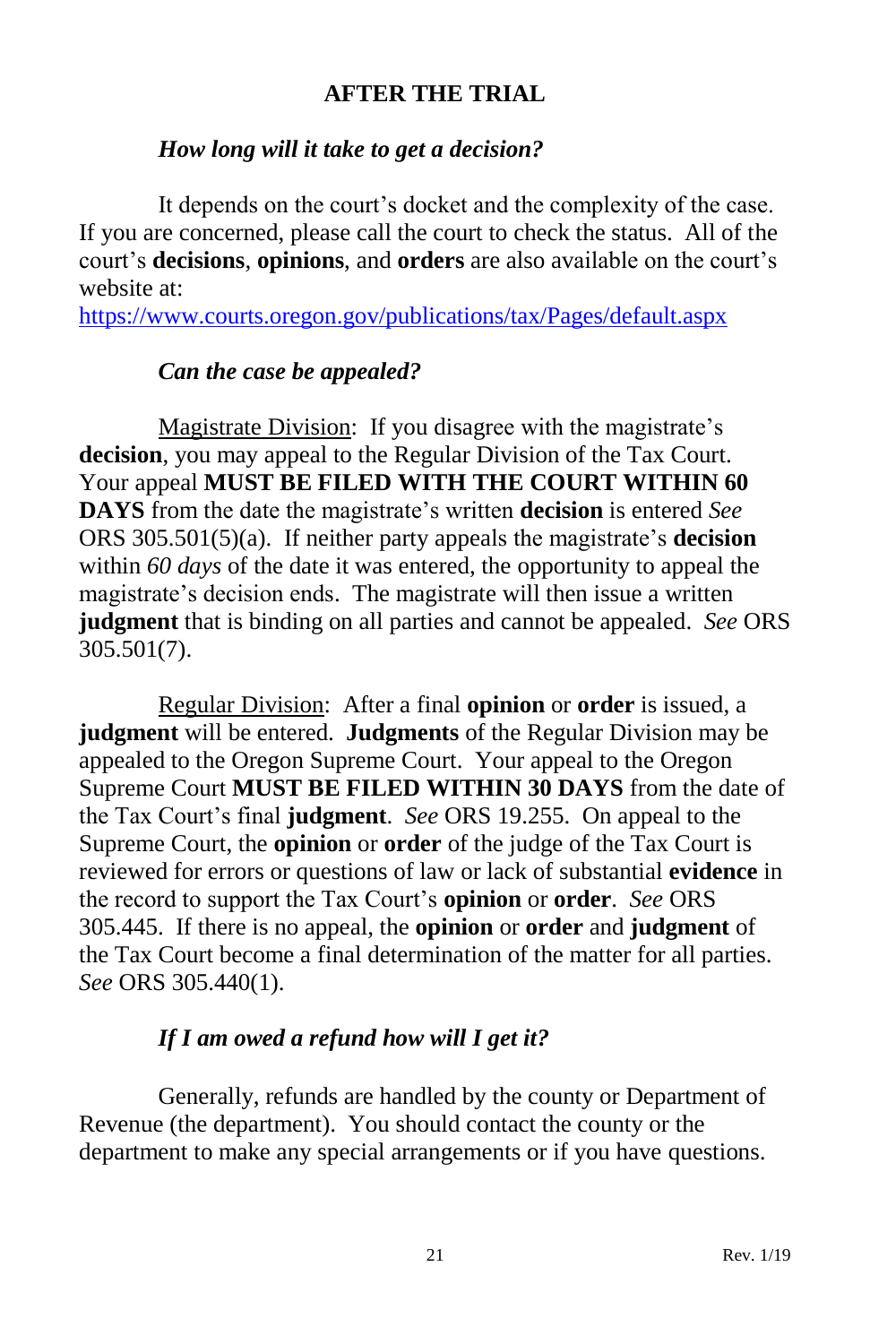## AFTER THE TRIAL

### *How long will it take to get a decision?*

It depends on the court's docket and the complexity of the case. If you are concerned, please call the court to check the status. All of the court's **decisions**, **opinions**, and **orders** are also available on the court's website at:
https://www.courts.oregon.gov/publications/tax/Pages/default.aspx

### *Can the case be appealed?*

Magistrate Division: If you disagree with the magistrate's **decision**, you may appeal to the Regular Division of the Tax Court. Your appeal **MUST BE FILED WITH THE COURT WITHIN 60 DAYS** from the date the magistrate's written **decision** is entered *See* ORS 305.501(5)(a). If neither party appeals the magistrate's **decision** within *60 days* of the date it was entered, the opportunity to appeal the magistrate's decision ends. The magistrate will then issue a written **judgment** that is binding on all parties and cannot be appealed. *See* ORS 305.501(7).

Regular Division: After a final **opinion** or **order** is issued, a **judgment** will be entered. **Judgments** of the Regular Division may be appealed to the Oregon Supreme Court. Your appeal to the Oregon Supreme Court **MUST BE FILED WITHIN 30 DAYS** from the date of the Tax Court's final **judgment**. *See* ORS 19.255. On appeal to the Supreme Court, the **opinion** or **order** of the judge of the Tax Court is reviewed for errors or questions of law or lack of substantial **evidence** in the record to support the Tax Court's **opinion** or **order**. *See* ORS 305.445. If there is no appeal, the **opinion** or **order** and **judgment** of the Tax Court become a final determination of the matter for all parties. *See* ORS 305.440(1).

### *If I am owed a refund how will I get it?*

Generally, refunds are handled by the county or Department of Revenue (the department). You should contact the county or the department to make any special arrangements or if you have questions.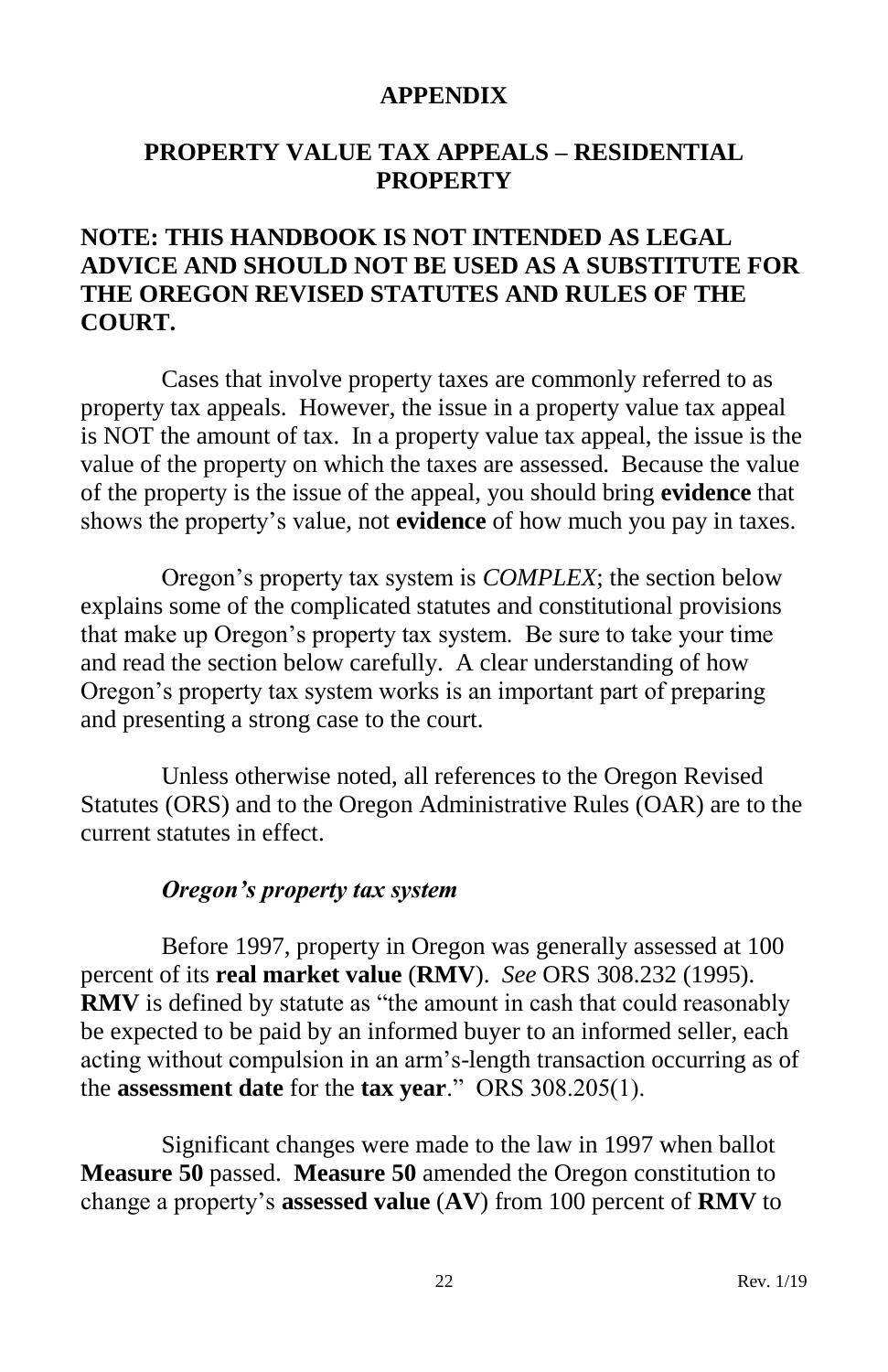# APPENDIX

## PROPERTY VALUE TAX APPEALS – RESIDENTIAL PROPERTY

**NOTE: THIS HANDBOOK IS NOT INTENDED AS LEGAL ADVICE AND SHOULD NOT BE USED AS A SUBSTITUTE FOR THE OREGON REVISED STATUTES AND RULES OF THE COURT.**

Cases that involve property taxes are commonly referred to as property tax appeals. However, the issue in a property value tax appeal is NOT the amount of tax. In a property value tax appeal, the issue is the value of the property on which the taxes are assessed. Because the value of the property is the issue of the appeal, you should bring **evidence** that shows the property's value, not **evidence** of how much you pay in taxes.

Oregon's property tax system is *COMPLEX*; the section below explains some of the complicated statutes and constitutional provisions that make up Oregon's property tax system. Be sure to take your time and read the section below carefully. A clear understanding of how Oregon's property tax system works is an important part of preparing and presenting a strong case to the court.

Unless otherwise noted, all references to the Oregon Revised Statutes (ORS) and to the Oregon Administrative Rules (OAR) are to the current statutes in effect.

### *Oregon's property tax system*

Before 1997, property in Oregon was generally assessed at 100 percent of its **real market value** (**RMV**). *See* ORS 308.232 (1995). **RMV** is defined by statute as "the amount in cash that could reasonably be expected to be paid by an informed buyer to an informed seller, each acting without compulsion in an arm's-length transaction occurring as of the **assessment date** for the **tax year**." ORS 308.205(1).

Significant changes were made to the law in 1997 when ballot **Measure 50** passed. **Measure 50** amended the Oregon constitution to change a property's **assessed value** (**AV**) from 100 percent of **RMV** to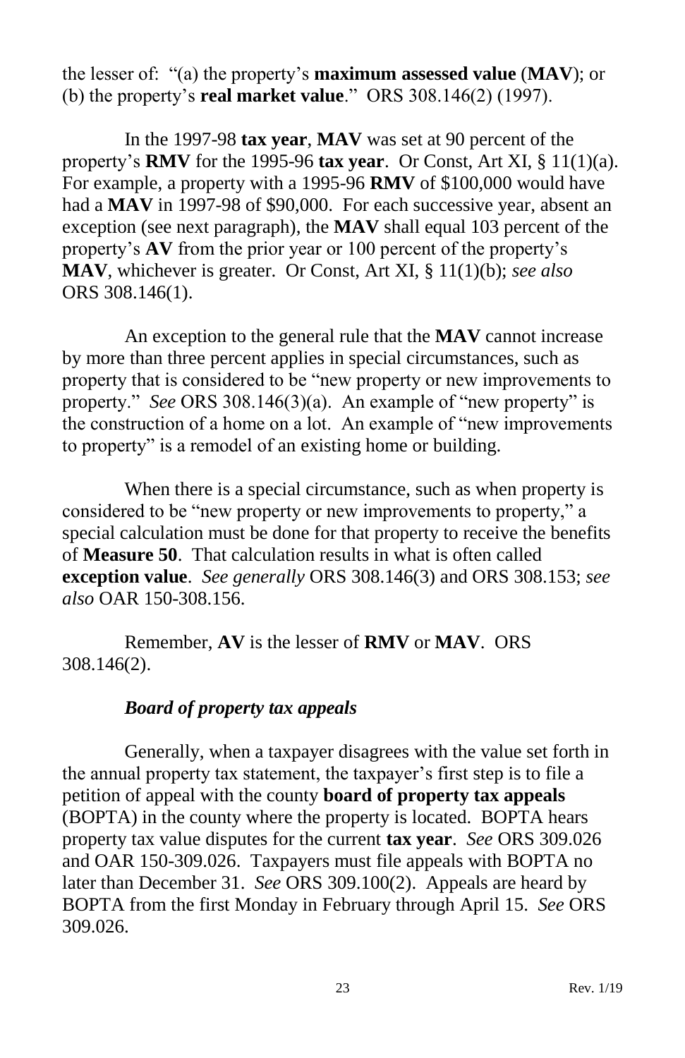the lesser of: "(a) the property's **maximum assessed value** (**MAV**); or (b) the property's **real market value**." ORS 308.146(2) (1997).

In the 1997-98 **tax year**, **MAV** was set at 90 percent of the property's **RMV** for the 1995-96 **tax year**. Or Const, Art XI, § 11(1)(a). For example, a property with a 1995-96 **RMV** of $100,000 would have had a **MAV** in 1997-98 of $90,000. For each successive year, absent an exception (see next paragraph), the **MAV** shall equal 103 percent of the property's **AV** from the prior year or 100 percent of the property's **MAV**, whichever is greater. Or Const, Art XI, § 11(1)(b); *see also* ORS 308.146(1).

An exception to the general rule that the **MAV** cannot increase by more than three percent applies in special circumstances, such as property that is considered to be "new property or new improvements to property." *See* ORS 308.146(3)(a). An example of "new property" is the construction of a home on a lot. An example of "new improvements to property" is a remodel of an existing home or building.

When there is a special circumstance, such as when property is considered to be "new property or new improvements to property," a special calculation must be done for that property to receive the benefits of **Measure 50**. That calculation results in what is often called **exception value**. *See generally* ORS 308.146(3) and ORS 308.153; *see also* OAR 150-308.156.

Remember, **AV** is the lesser of **RMV** or **MAV**. ORS 308.146(2).

***Board of property tax appeals***

Generally, when a taxpayer disagrees with the value set forth in the annual property tax statement, the taxpayer's first step is to file a petition of appeal with the county **board of property tax appeals** (BOPTA) in the county where the property is located. BOPTA hears property tax value disputes for the current **tax year**. *See* ORS 309.026 and OAR 150-309.026. Taxpayers must file appeals with BOPTA no later than December 31. *See* ORS 309.100(2). Appeals are heard by BOPTA from the first Monday in February through April 15. *See* ORS 309.026.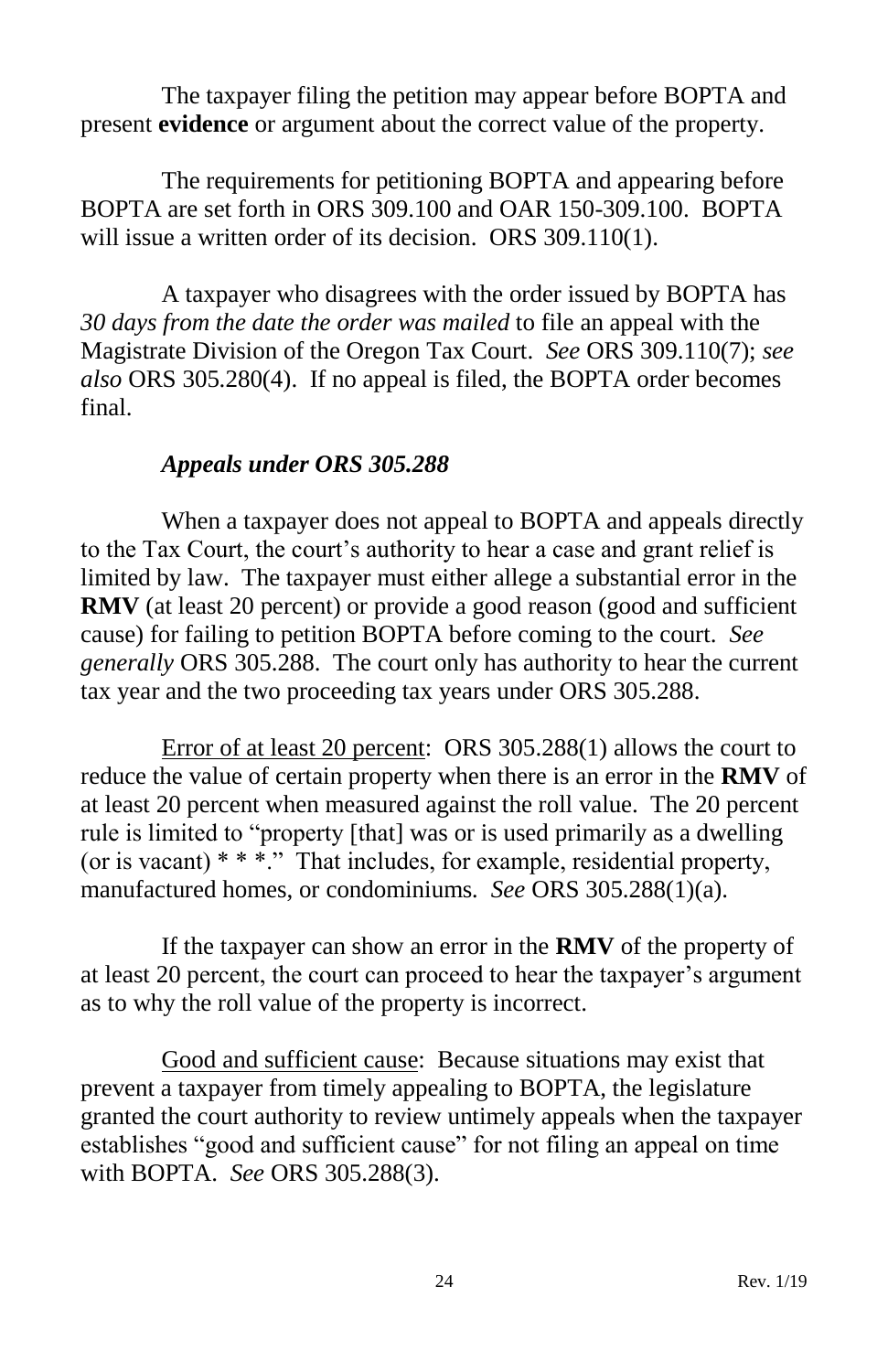The taxpayer filing the petition may appear before BOPTA and present **evidence** or argument about the correct value of the property.

The requirements for petitioning BOPTA and appearing before BOPTA are set forth in ORS 309.100 and OAR 150-309.100. BOPTA will issue a written order of its decision. ORS 309.110(1).

A taxpayer who disagrees with the order issued by BOPTA has *30 days from the date the order was mailed* to file an appeal with the Magistrate Division of the Oregon Tax Court. *See* ORS 309.110(7); *see also* ORS 305.280(4). If no appeal is filed, the BOPTA order becomes final.

***Appeals under ORS 305.288***

When a taxpayer does not appeal to BOPTA and appeals directly to the Tax Court, the court's authority to hear a case and grant relief is limited by law. The taxpayer must either allege a substantial error in the **RMV** (at least 20 percent) or provide a good reason (good and sufficient cause) for failing to petition BOPTA before coming to the court. *See generally* ORS 305.288. The court only has authority to hear the current tax year and the two proceeding tax years under ORS 305.288.

<u>Error of at least 20 percent</u>: ORS 305.288(1) allows the court to reduce the value of certain property when there is an error in the **RMV** of at least 20 percent when measured against the roll value. The 20 percent rule is limited to "property [that] was or is used primarily as a dwelling (or is vacant) * * *." That includes, for example, residential property, manufactured homes, or condominiums. *See* ORS 305.288(1)(a).

If the taxpayer can show an error in the **RMV** of the property of at least 20 percent, the court can proceed to hear the taxpayer's argument as to why the roll value of the property is incorrect.

<u>Good and sufficient cause</u>: Because situations may exist that prevent a taxpayer from timely appealing to BOPTA, the legislature granted the court authority to review untimely appeals when the taxpayer establishes "good and sufficient cause" for not filing an appeal on time with BOPTA. *See* ORS 305.288(3).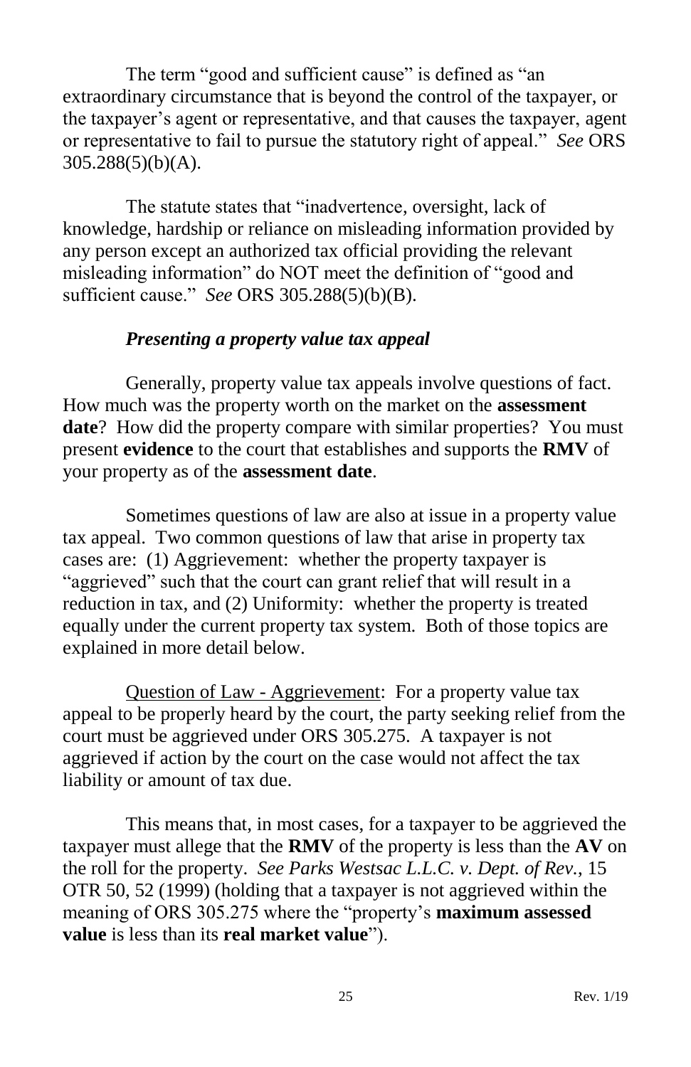The term "good and sufficient cause" is defined as "an extraordinary circumstance that is beyond the control of the taxpayer, or the taxpayer's agent or representative, and that causes the taxpayer, agent or representative to fail to pursue the statutory right of appeal." *See* ORS 305.288(5)(b)(A).

The statute states that "inadvertence, oversight, lack of knowledge, hardship or reliance on misleading information provided by any person except an authorized tax official providing the relevant misleading information" do NOT meet the definition of "good and sufficient cause." *See* ORS 305.288(5)(b)(B).

***Presenting a property value tax appeal***

Generally, property value tax appeals involve questions of fact. How much was the property worth on the market on the **assessment date**? How did the property compare with similar properties? You must present **evidence** to the court that establishes and supports the **RMV** of your property as of the **assessment date**.

Sometimes questions of law are also at issue in a property value tax appeal. Two common questions of law that arise in property tax cases are: (1) Aggrievement: whether the property taxpayer is "aggrieved" such that the court can grant relief that will result in a reduction in tax, and (2) Uniformity: whether the property is treated equally under the current property tax system. Both of those topics are explained in more detail below.

<u>Question of Law - Aggrievement</u>: For a property value tax appeal to be properly heard by the court, the party seeking relief from the court must be aggrieved under ORS 305.275. A taxpayer is not aggrieved if action by the court on the case would not affect the tax liability or amount of tax due.

This means that, in most cases, for a taxpayer to be aggrieved the taxpayer must allege that the **RMV** of the property is less than the **AV** on the roll for the property. *See Parks Westsac L.L.C. v. Dept. of Rev.*, 15 OTR 50, 52 (1999) (holding that a taxpayer is not aggrieved within the meaning of ORS 305.275 where the "property's **maximum assessed value** is less than its **real market value**").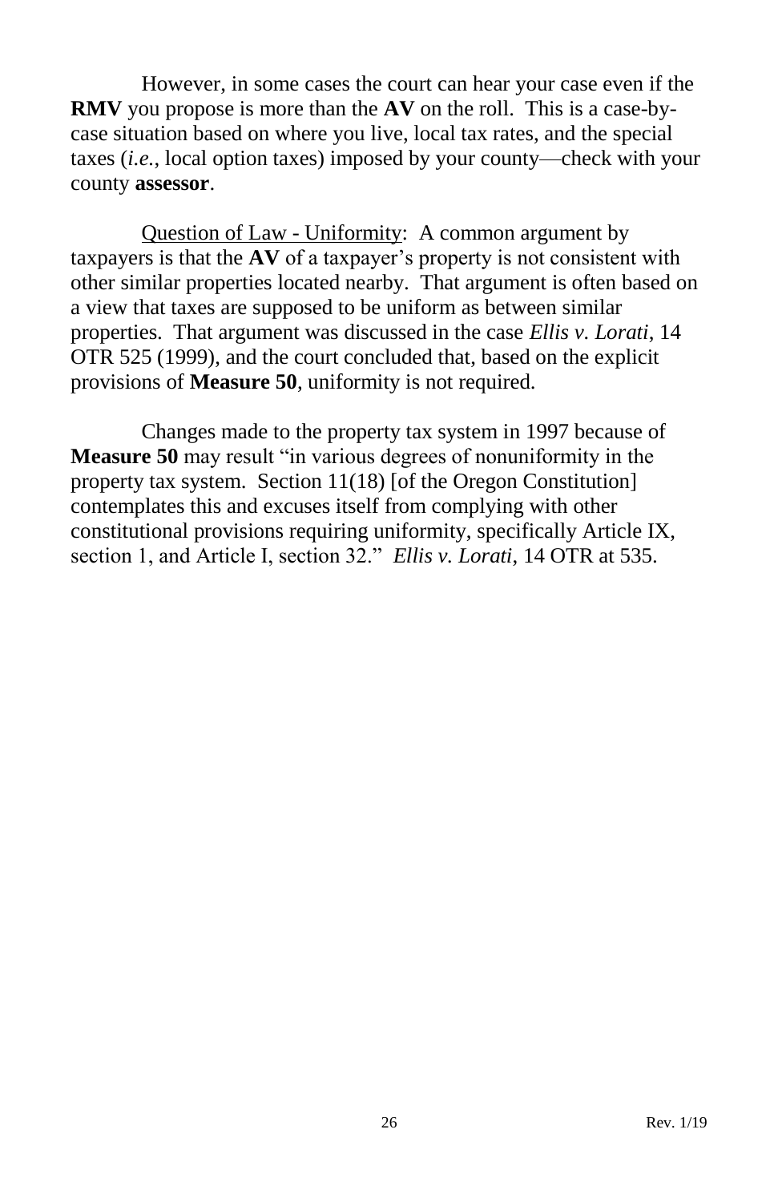However, in some cases the court can hear your case even if the **RMV** you propose is more than the **AV** on the roll. This is a case-by-case situation based on where you live, local tax rates, and the special taxes (*i.e.*, local option taxes) imposed by your county—check with your county **assessor**.

<u>Question of Law - Uniformity</u>: A common argument by taxpayers is that the **AV** of a taxpayer's property is not consistent with other similar properties located nearby. That argument is often based on a view that taxes are supposed to be uniform as between similar properties. That argument was discussed in the case *Ellis v. Lorati*, 14 OTR 525 (1999), and the court concluded that, based on the explicit provisions of **Measure 50**, uniformity is not required.

Changes made to the property tax system in 1997 because of **Measure 50** may result "in various degrees of nonuniformity in the property tax system. Section 11(18) [of the Oregon Constitution] contemplates this and excuses itself from complying with other constitutional provisions requiring uniformity, specifically Article IX, section 1, and Article I, section 32." *Ellis v. Lorati*, 14 OTR at 535.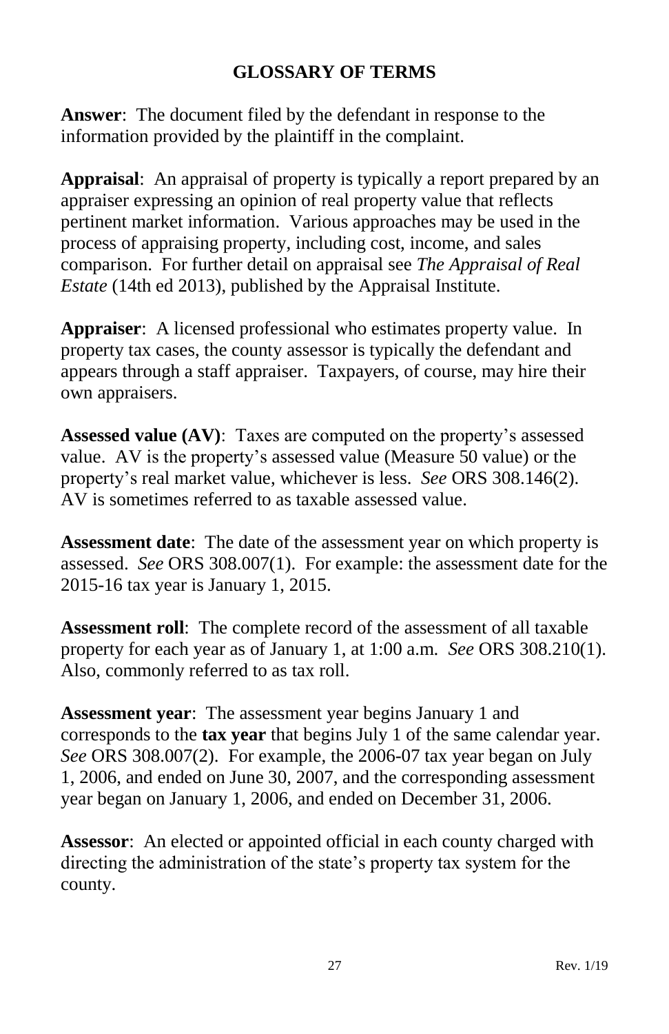## GLOSSARY OF TERMS

**Answer**: The document filed by the defendant in response to the information provided by the plaintiff in the complaint.

**Appraisal**: An appraisal of property is typically a report prepared by an appraiser expressing an opinion of real property value that reflects pertinent market information. Various approaches may be used in the process of appraising property, including cost, income, and sales comparison. For further detail on appraisal see *The Appraisal of Real Estate* (14th ed 2013), published by the Appraisal Institute.

**Appraiser**: A licensed professional who estimates property value. In property tax cases, the county assessor is typically the defendant and appears through a staff appraiser. Taxpayers, of course, may hire their own appraisers.

**Assessed value (AV)**: Taxes are computed on the property's assessed value. AV is the property's assessed value (Measure 50 value) or the property's real market value, whichever is less. *See* ORS 308.146(2). AV is sometimes referred to as taxable assessed value.

**Assessment date**: The date of the assessment year on which property is assessed. *See* ORS 308.007(1). For example: the assessment date for the 2015-16 tax year is January 1, 2015.

**Assessment roll**: The complete record of the assessment of all taxable property for each year as of January 1, at 1:00 a.m. *See* ORS 308.210(1). Also, commonly referred to as tax roll.

**Assessment year**: The assessment year begins January 1 and corresponds to the **tax year** that begins July 1 of the same calendar year. *See* ORS 308.007(2). For example, the 2006-07 tax year began on July 1, 2006, and ended on June 30, 2007, and the corresponding assessment year began on January 1, 2006, and ended on December 31, 2006.

**Assessor**: An elected or appointed official in each county charged with directing the administration of the state's property tax system for the county.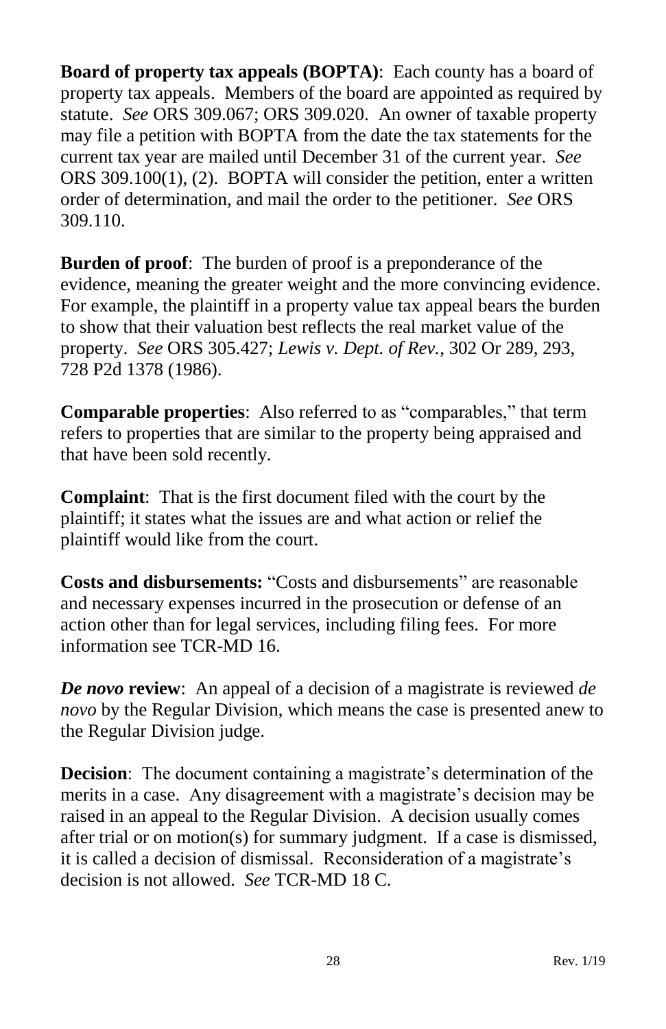**Board of property tax appeals (BOPTA)**: Each county has a board of property tax appeals. Members of the board are appointed as required by statute. *See* ORS 309.067; ORS 309.020. An owner of taxable property may file a petition with BOPTA from the date the tax statements for the current tax year are mailed until December 31 of the current year. *See* ORS 309.100(1), (2). BOPTA will consider the petition, enter a written order of determination, and mail the order to the petitioner. *See* ORS 309.110.

**Burden of proof**: The burden of proof is a preponderance of the evidence, meaning the greater weight and the more convincing evidence. For example, the plaintiff in a property value tax appeal bears the burden to show that their valuation best reflects the real market value of the property. *See* ORS 305.427; *Lewis v. Dept. of Rev.*, 302 Or 289, 293, 728 P2d 1378 (1986).

**Comparable properties**: Also referred to as "comparables," that term refers to properties that are similar to the property being appraised and that have been sold recently.

**Complaint**: That is the first document filed with the court by the plaintiff; it states what the issues are and what action or relief the plaintiff would like from the court.

**Costs and disbursements:** "Costs and disbursements" are reasonable and necessary expenses incurred in the prosecution or defense of an action other than for legal services, including filing fees. For more information see TCR-MD 16.

***De novo* review**: An appeal of a decision of a magistrate is reviewed *de novo* by the Regular Division, which means the case is presented anew to the Regular Division judge.

**Decision**: The document containing a magistrate's determination of the merits in a case. Any disagreement with a magistrate's decision may be raised in an appeal to the Regular Division. A decision usually comes after trial or on motion(s) for summary judgment. If a case is dismissed, it is called a decision of dismissal. Reconsideration of a magistrate's decision is not allowed. *See* TCR-MD 18 C.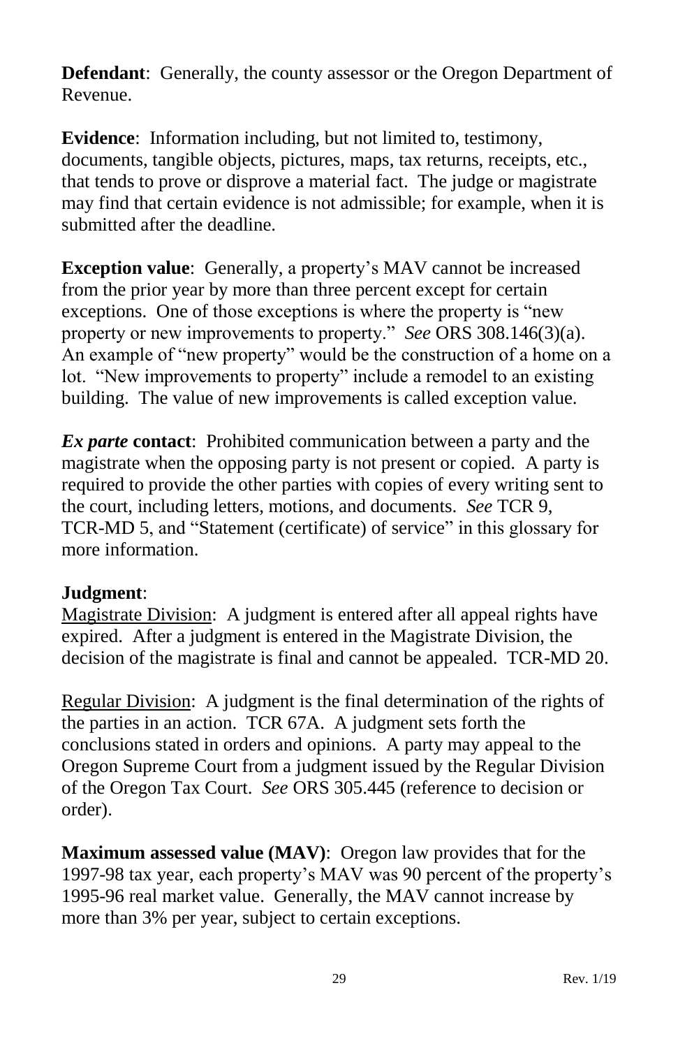**Defendant**: Generally, the county assessor or the Oregon Department of Revenue.

**Evidence**: Information including, but not limited to, testimony, documents, tangible objects, pictures, maps, tax returns, receipts, etc., that tends to prove or disprove a material fact. The judge or magistrate may find that certain evidence is not admissible; for example, when it is submitted after the deadline.

**Exception value**: Generally, a property's MAV cannot be increased from the prior year by more than three percent except for certain exceptions. One of those exceptions is where the property is "new property or new improvements to property." *See* ORS 308.146(3)(a). An example of "new property" would be the construction of a home on a lot. "New improvements to property" include a remodel to an existing building. The value of new improvements is called exception value.

***Ex parte* contact**: Prohibited communication between a party and the magistrate when the opposing party is not present or copied. A party is required to provide the other parties with copies of every writing sent to the court, including letters, motions, and documents. *See* TCR 9, TCR-MD 5, and "Statement (certificate) of service" in this glossary for more information.

**Judgment**:
Magistrate Division: A judgment is entered after all appeal rights have expired. After a judgment is entered in the Magistrate Division, the decision of the magistrate is final and cannot be appealed. TCR-MD 20.

Regular Division: A judgment is the final determination of the rights of the parties in an action. TCR 67A. A judgment sets forth the conclusions stated in orders and opinions. A party may appeal to the Oregon Supreme Court from a judgment issued by the Regular Division of the Oregon Tax Court. *See* ORS 305.445 (reference to decision or order).

**Maximum assessed value (MAV)**: Oregon law provides that for the 1997-98 tax year, each property's MAV was 90 percent of the property's 1995-96 real market value. Generally, the MAV cannot increase by more than 3% per year, subject to certain exceptions.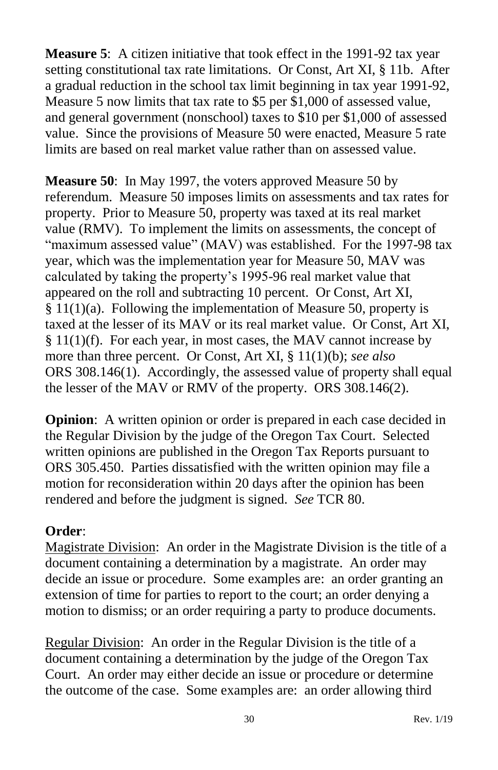**Measure 5**: A citizen initiative that took effect in the 1991-92 tax year setting constitutional tax rate limitations. Or Const, Art XI, § 11b. After a gradual reduction in the school tax limit beginning in tax year 1991-92, Measure 5 now limits that tax rate to $5 per $1,000 of assessed value, and general government (nonschool) taxes to $10 per $1,000 of assessed value. Since the provisions of Measure 50 were enacted, Measure 5 rate limits are based on real market value rather than on assessed value.

**Measure 50**: In May 1997, the voters approved Measure 50 by referendum. Measure 50 imposes limits on assessments and tax rates for property. Prior to Measure 50, property was taxed at its real market value (RMV). To implement the limits on assessments, the concept of "maximum assessed value" (MAV) was established. For the 1997-98 tax year, which was the implementation year for Measure 50, MAV was calculated by taking the property's 1995-96 real market value that appeared on the roll and subtracting 10 percent. Or Const, Art XI, § 11(1)(a). Following the implementation of Measure 50, property is taxed at the lesser of its MAV or its real market value. Or Const, Art XI, § 11(1)(f). For each year, in most cases, the MAV cannot increase by more than three percent. Or Const, Art XI, § 11(1)(b); *see also* ORS 308.146(1). Accordingly, the assessed value of property shall equal the lesser of the MAV or RMV of the property. ORS 308.146(2).

**Opinion**: A written opinion or order is prepared in each case decided in the Regular Division by the judge of the Oregon Tax Court. Selected written opinions are published in the Oregon Tax Reports pursuant to ORS 305.450. Parties dissatisfied with the written opinion may file a motion for reconsideration within 20 days after the opinion has been rendered and before the judgment is signed. *See* TCR 80.

**Order**:

Magistrate Division: An order in the Magistrate Division is the title of a document containing a determination by a magistrate. An order may decide an issue or procedure. Some examples are: an order granting an extension of time for parties to report to the court; an order denying a motion to dismiss; or an order requiring a party to produce documents.

Regular Division: An order in the Regular Division is the title of a document containing a determination by the judge of the Oregon Tax Court. An order may either decide an issue or procedure or determine the outcome of the case. Some examples are: an order allowing third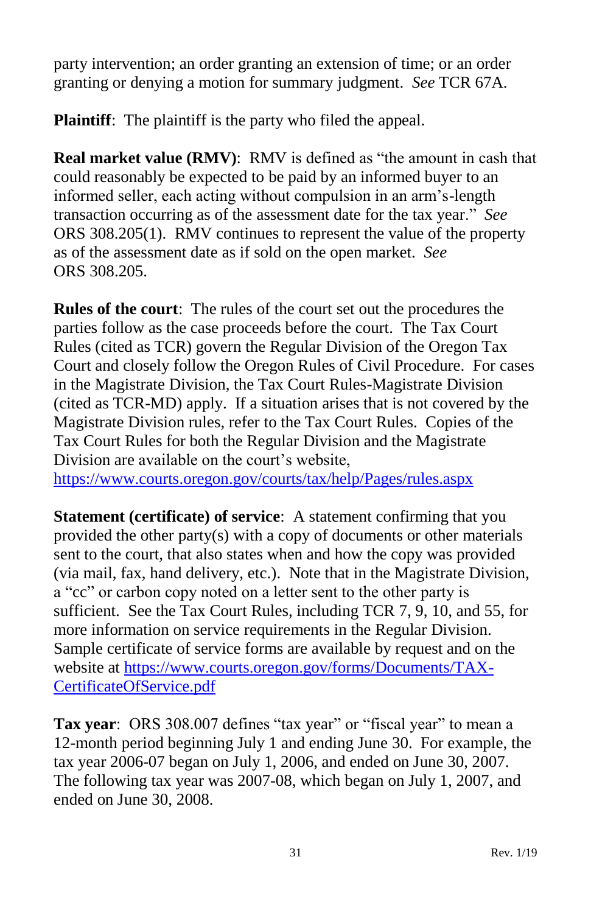party intervention; an order granting an extension of time; or an order granting or denying a motion for summary judgment. *See* TCR 67A.

**Plaintiff**: The plaintiff is the party who filed the appeal.

**Real market value (RMV)**: RMV is defined as "the amount in cash that could reasonably be expected to be paid by an informed buyer to an informed seller, each acting without compulsion in an arm's-length transaction occurring as of the assessment date for the tax year." *See* ORS 308.205(1). RMV continues to represent the value of the property as of the assessment date as if sold on the open market. *See* ORS 308.205.

**Rules of the court**: The rules of the court set out the procedures the parties follow as the case proceeds before the court. The Tax Court Rules (cited as TCR) govern the Regular Division of the Oregon Tax Court and closely follow the Oregon Rules of Civil Procedure. For cases in the Magistrate Division, the Tax Court Rules-Magistrate Division (cited as TCR-MD) apply. If a situation arises that is not covered by the Magistrate Division rules, refer to the Tax Court Rules. Copies of the Tax Court Rules for both the Regular Division and the Magistrate Division are available on the court's website, [https://www.courts.oregon.gov/courts/tax/help/Pages/rules.aspx](https://www.courts.oregon.gov/courts/tax/help/Pages/rules.aspx)

**Statement (certificate) of service**: A statement confirming that you provided the other party(s) with a copy of documents or other materials sent to the court, that also states when and how the copy was provided (via mail, fax, hand delivery, etc.). Note that in the Magistrate Division, a "cc" or carbon copy noted on a letter sent to the other party is sufficient. See the Tax Court Rules, including TCR 7, 9, 10, and 55, for more information on service requirements in the Regular Division. Sample certificate of service forms are available by request and on the website at [https://www.courts.oregon.gov/forms/Documents/TAX-CertificateOfService.pdf](https://www.courts.oregon.gov/forms/Documents/TAX-CertificateOfService.pdf)

**Tax year**: ORS 308.007 defines "tax year" or "fiscal year" to mean a 12-month period beginning July 1 and ending June 30. For example, the tax year 2006-07 began on July 1, 2006, and ended on June 30, 2007. The following tax year was 2007-08, which began on July 1, 2007, and ended on June 30, 2008.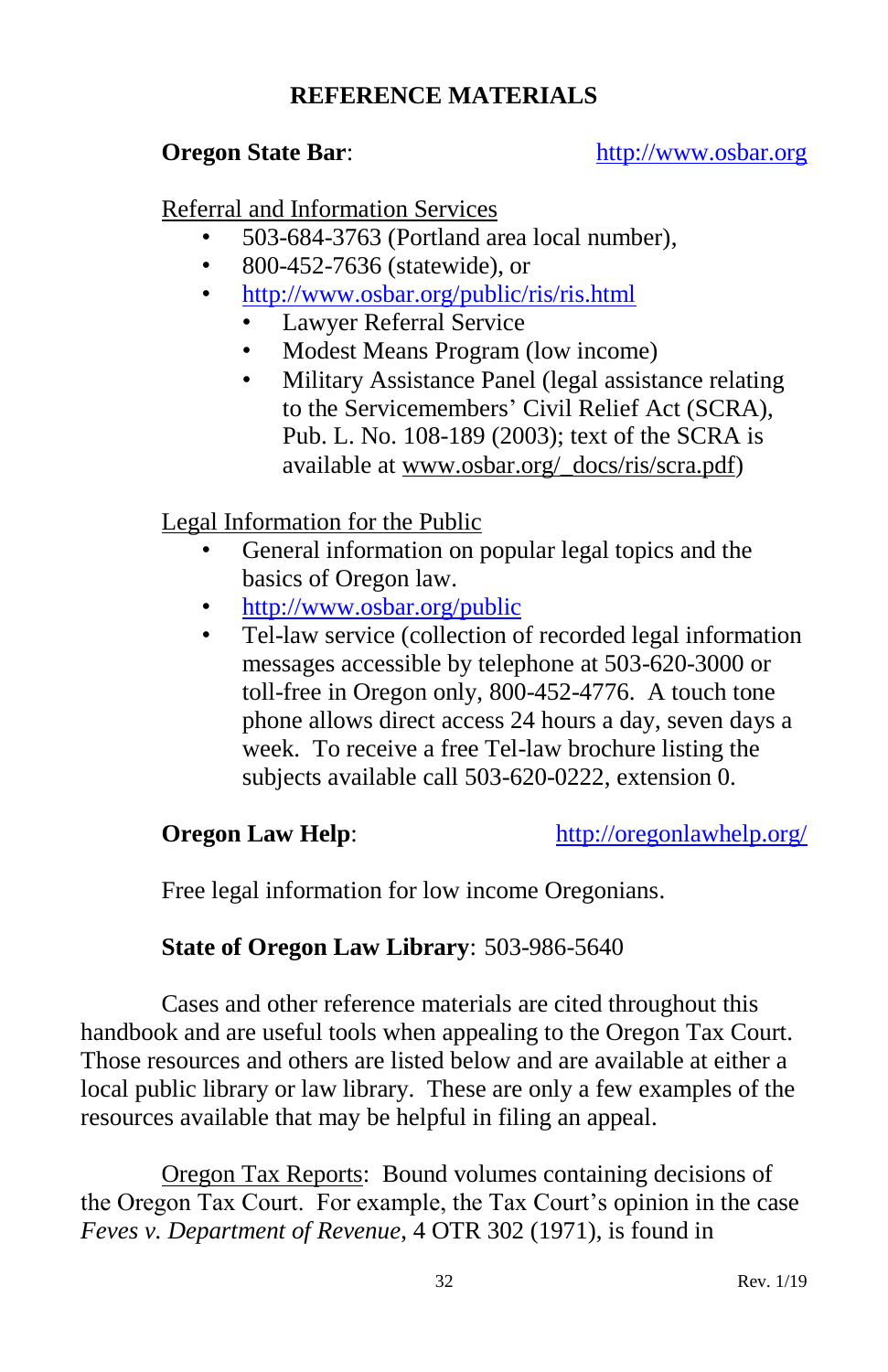# REFERENCE MATERIALS

**Oregon State Bar**: http://www.osbar.org

Referral and Information Services

- 503-684-3763 (Portland area local number),
- 800-452-7636 (statewide), or
- http://www.osbar.org/public/ris/ris.html
  - Lawyer Referral Service
  - Modest Means Program (low income)
  - Military Assistance Panel (legal assistance relating to the Servicemembers' Civil Relief Act (SCRA), Pub. L. No. 108-189 (2003); text of the SCRA is available at www.osbar.org/_docs/ris/scra.pdf)

Legal Information for the Public

- General information on popular legal topics and the basics of Oregon law.
- http://www.osbar.org/public
- Tel-law service (collection of recorded legal information messages accessible by telephone at 503-620-3000 or toll-free in Oregon only, 800-452-4776. A touch tone phone allows direct access 24 hours a day, seven days a week. To receive a free Tel-law brochure listing the subjects available call 503-620-0222, extension 0.

**Oregon Law Help**: http://oregonlawhelp.org/

Free legal information for low income Oregonians.

**State of Oregon Law Library**: 503-986-5640

Cases and other reference materials are cited throughout this handbook and are useful tools when appealing to the Oregon Tax Court. Those resources and others are listed below and are available at either a local public library or law library. These are only a few examples of the resources available that may be helpful in filing an appeal.

Oregon Tax Reports: Bound volumes containing decisions of the Oregon Tax Court. For example, the Tax Court's opinion in the case *Feves v. Department of Revenue*, 4 OTR 302 (1971), is found in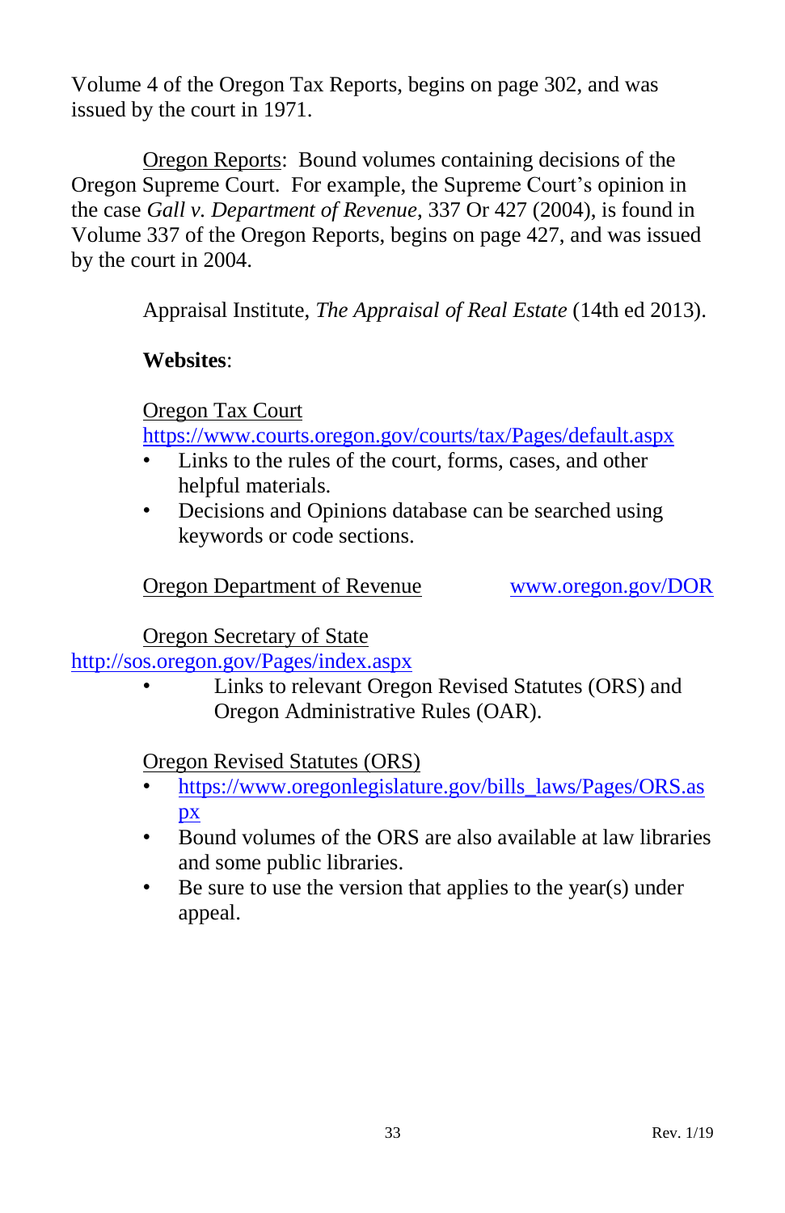Volume 4 of the Oregon Tax Reports, begins on page 302, and was issued by the court in 1971.

Oregon Reports: Bound volumes containing decisions of the Oregon Supreme Court. For example, the Supreme Court's opinion in the case *Gall v. Department of Revenue*, 337 Or 427 (2004), is found in Volume 337 of the Oregon Reports, begins on page 427, and was issued by the court in 2004.

Appraisal Institute, *The Appraisal of Real Estate* (14th ed 2013).

**Websites**:

Oregon Tax Court
https://www.courts.oregon.gov/courts/tax/Pages/default.aspx

- Links to the rules of the court, forms, cases, and other helpful materials.
- Decisions and Opinions database can be searched using keywords or code sections.

Oregon Department of Revenue www.oregon.gov/DOR

Oregon Secretary of State
http://sos.oregon.gov/Pages/index.aspx

- Links to relevant Oregon Revised Statutes (ORS) and Oregon Administrative Rules (OAR).

Oregon Revised Statutes (ORS)

- https://www.oregonlegislature.gov/bills_laws/Pages/ORS.aspx
- Bound volumes of the ORS are also available at law libraries and some public libraries.
- Be sure to use the version that applies to the year(s) under appeal.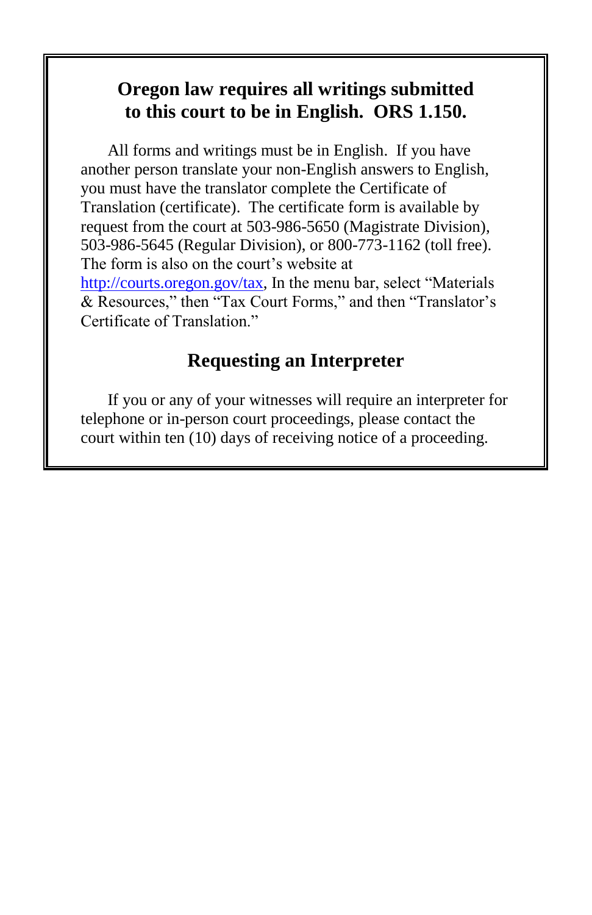## Oregon law requires all writings submitted to this court to be in English. ORS 1.150.

All forms and writings must be in English. If you have another person translate your non-English answers to English, you must have the translator complete the Certificate of Translation (certificate). The certificate form is available by request from the court at 503-986-5650 (Magistrate Division), 503-986-5645 (Regular Division), or 800-773-1162 (toll free). The form is also on the court's website at http://courts.oregon.gov/tax, In the menu bar, select "Materials & Resources," then "Tax Court Forms," and then "Translator's Certificate of Translation."

## Requesting an Interpreter

If you or any of your witnesses will require an interpreter for telephone or in-person court proceedings, please contact the court within ten (10) days of receiving notice of a proceeding.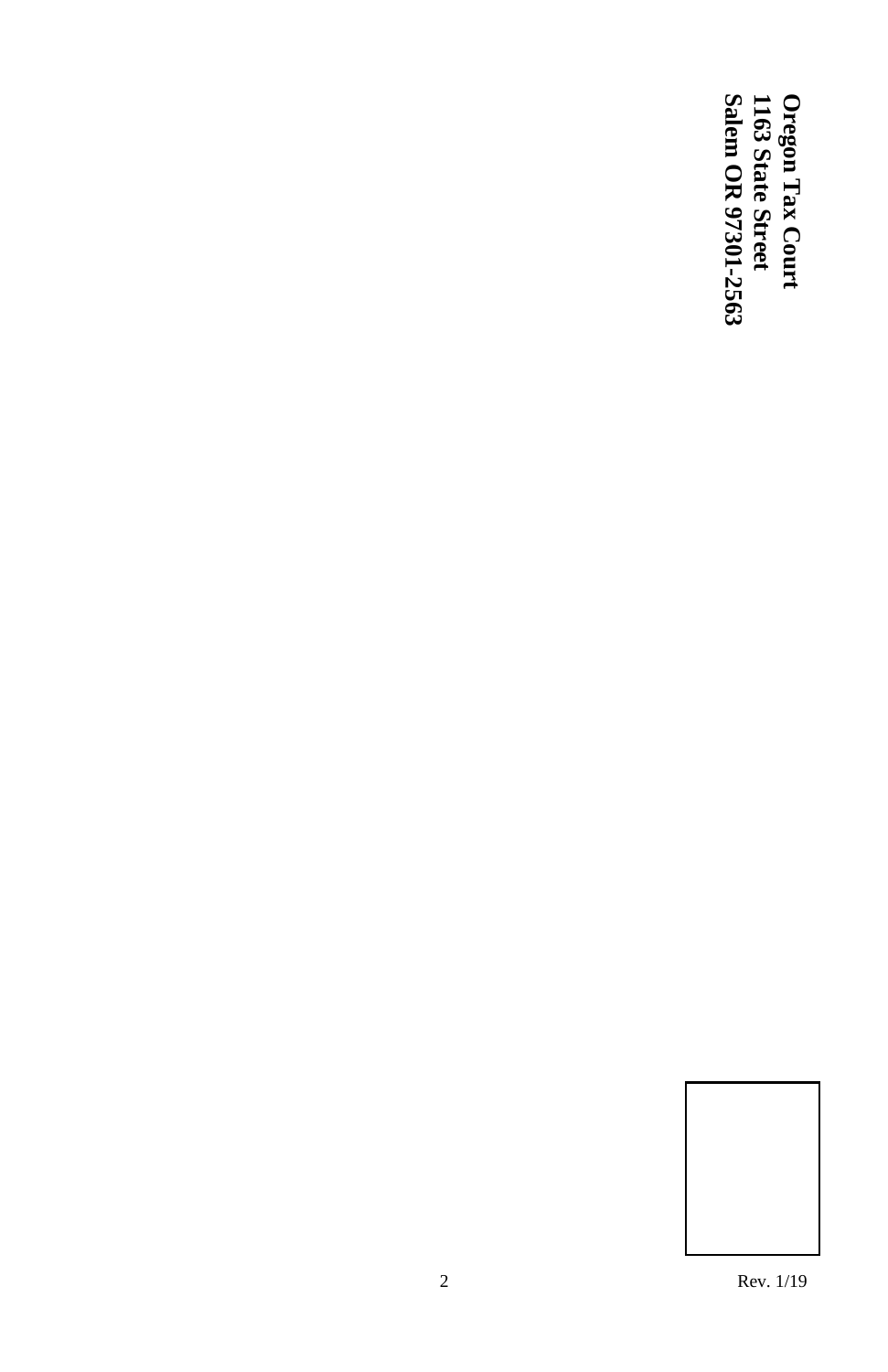**Oregon Tax Court**
**1163 State Street**
**Salem OR 97301-2563**

Rev. 1/19